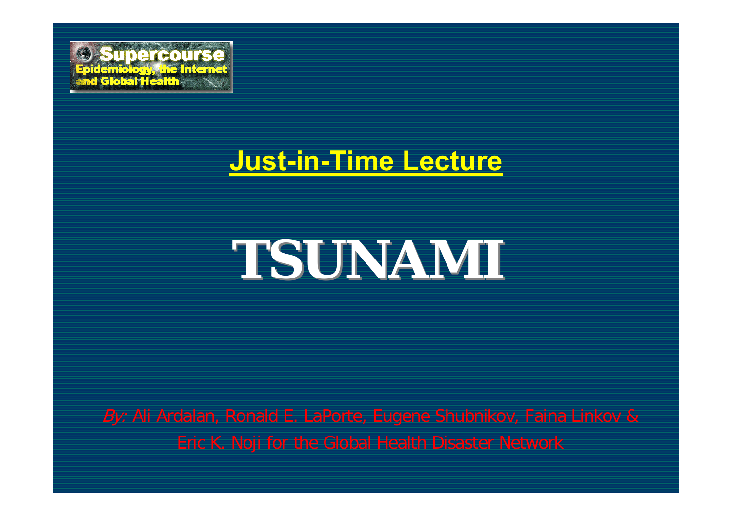Supercourse
Epidemiology, the Internet and Global Health

## Just-in-Time Lecture

# TSUNAMI

*By:* Ali Ardalan, Ronald E. LaPorte, Eugene Shubnikov, Faina Linkov & Eric K. Noji for the Global Health Disaster Network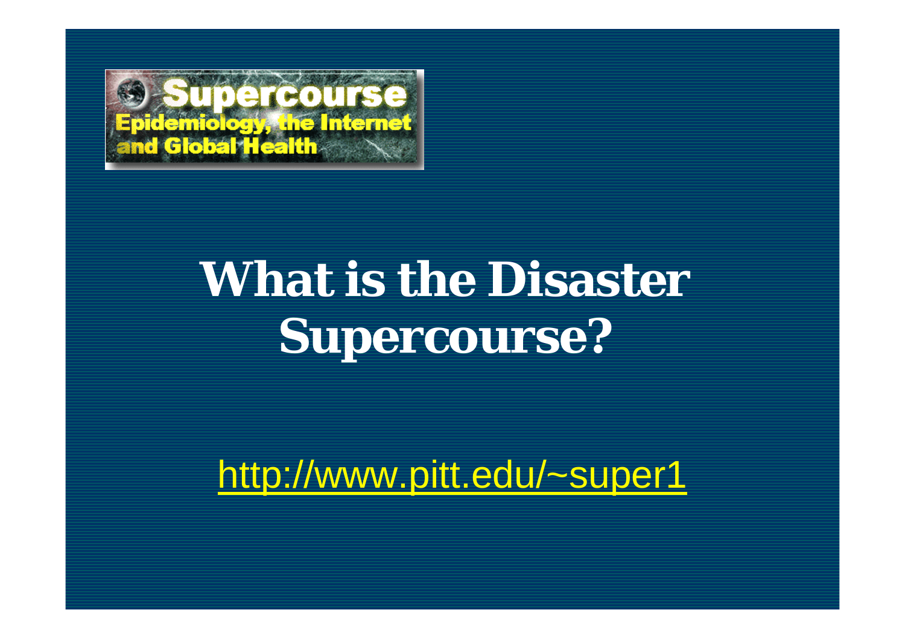Supercourse
Epidemiology, the Internet and Global Health

# What is the Disaster Supercourse?

http://www.pitt.edu/~super1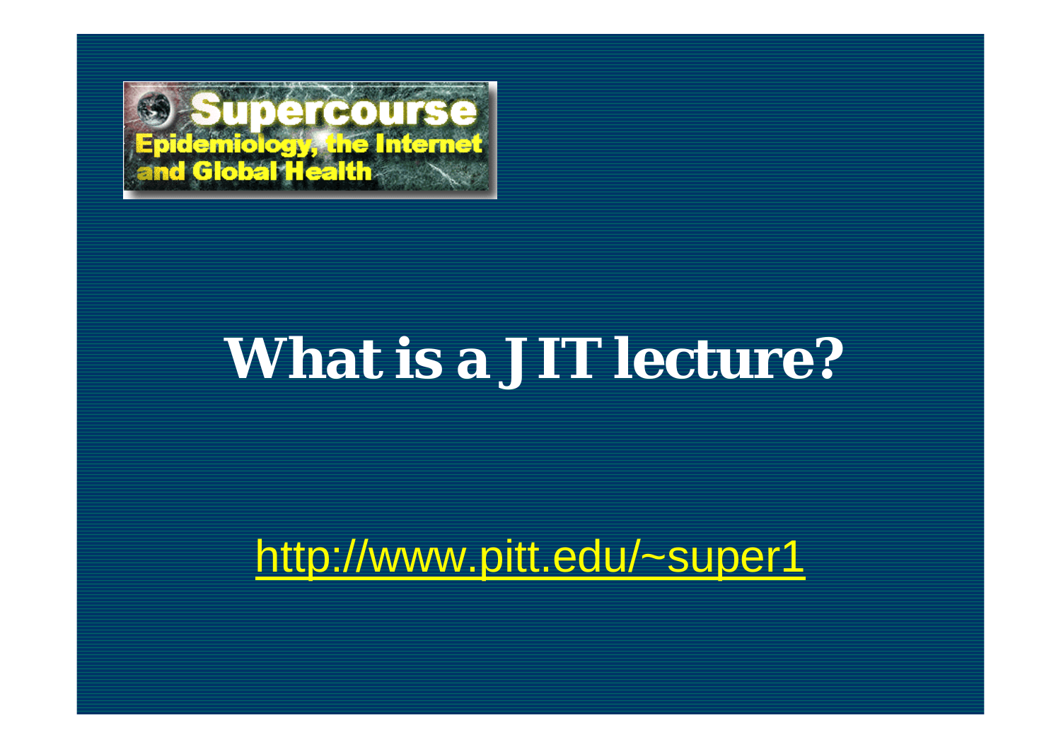Supercourse
Epidemiology, the Internet and Global Health

# What is a JIT lecture?

http://www.pitt.edu/~super1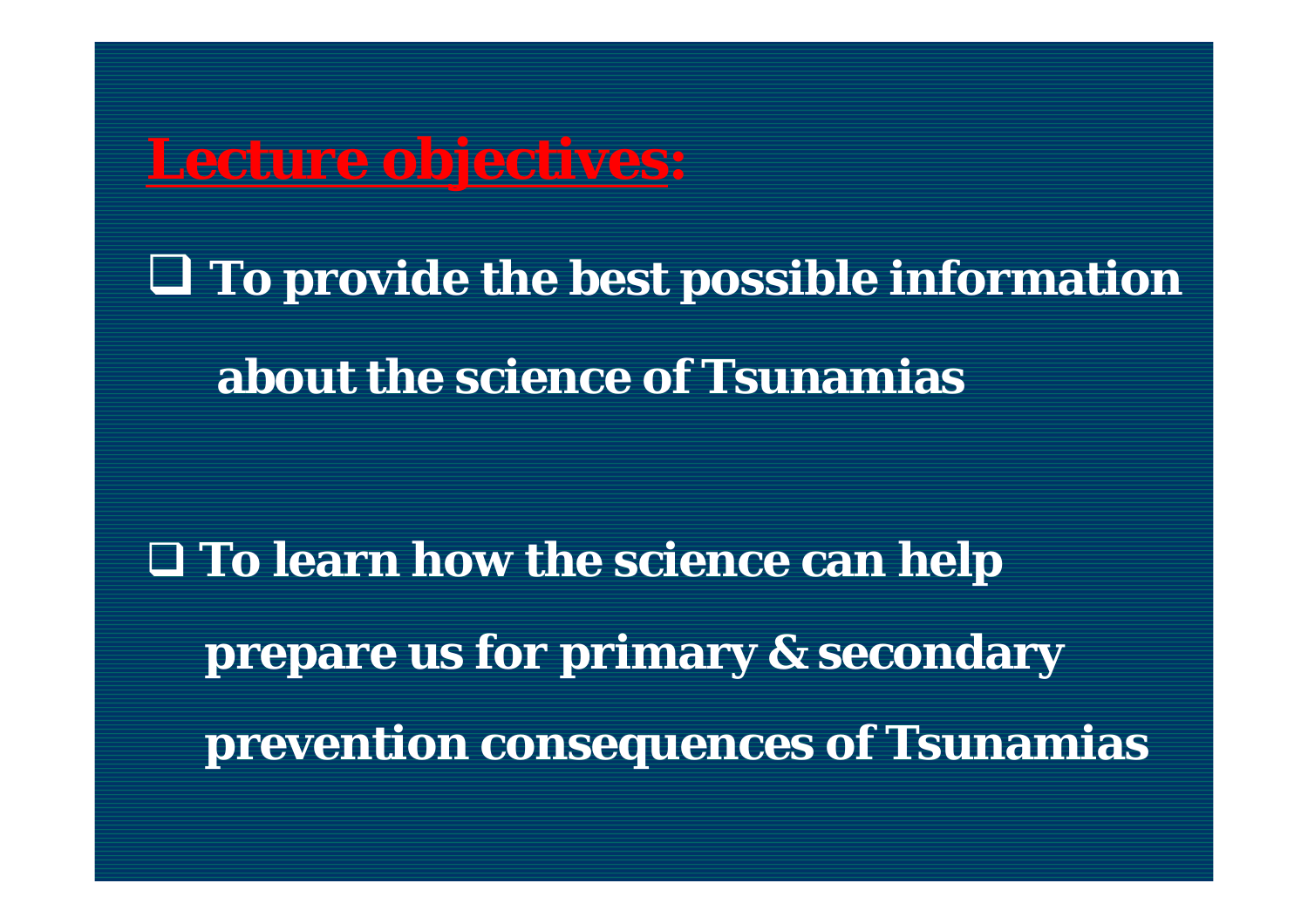## Lecture objectives:

- **To provide the best possible information about the science of Tsunamias**

- **To learn how the science can help prepare us for primary & secondary prevention consequences of Tsunamias**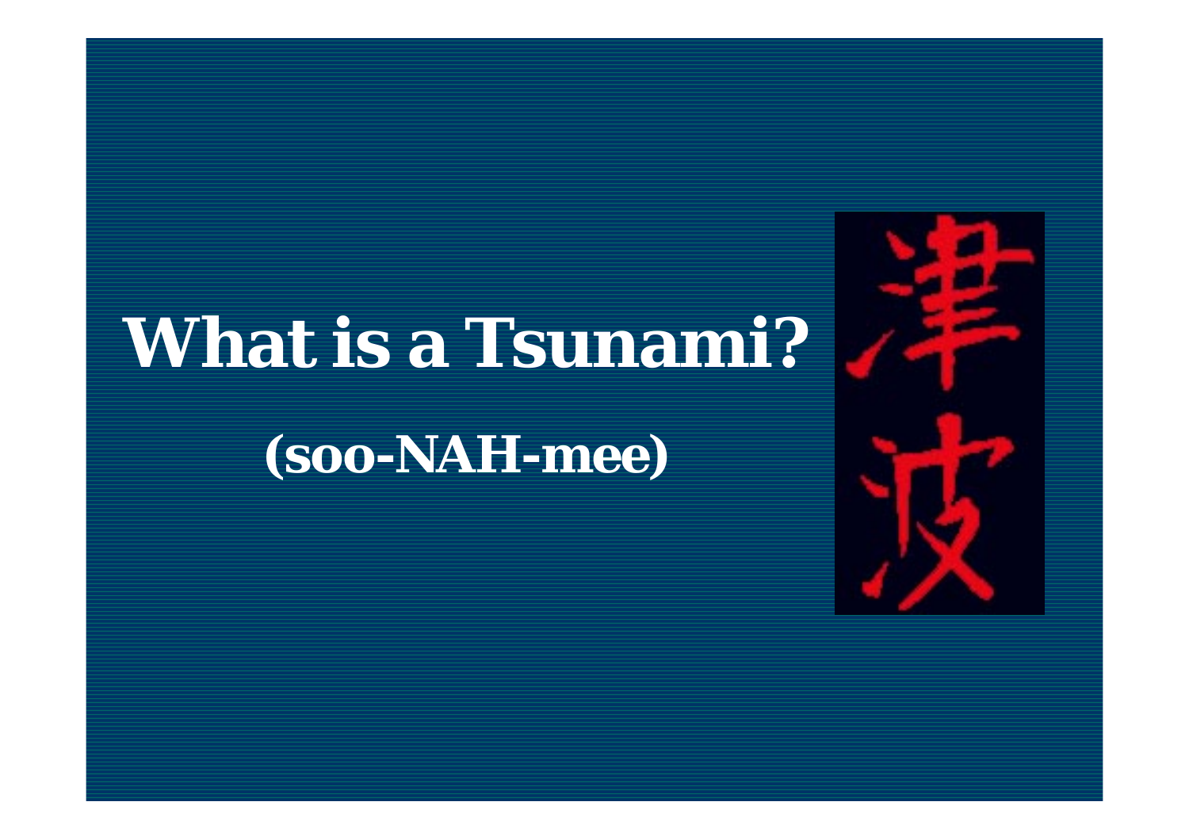# What is a Tsunami?

**(soo-NAH-mee)**

津波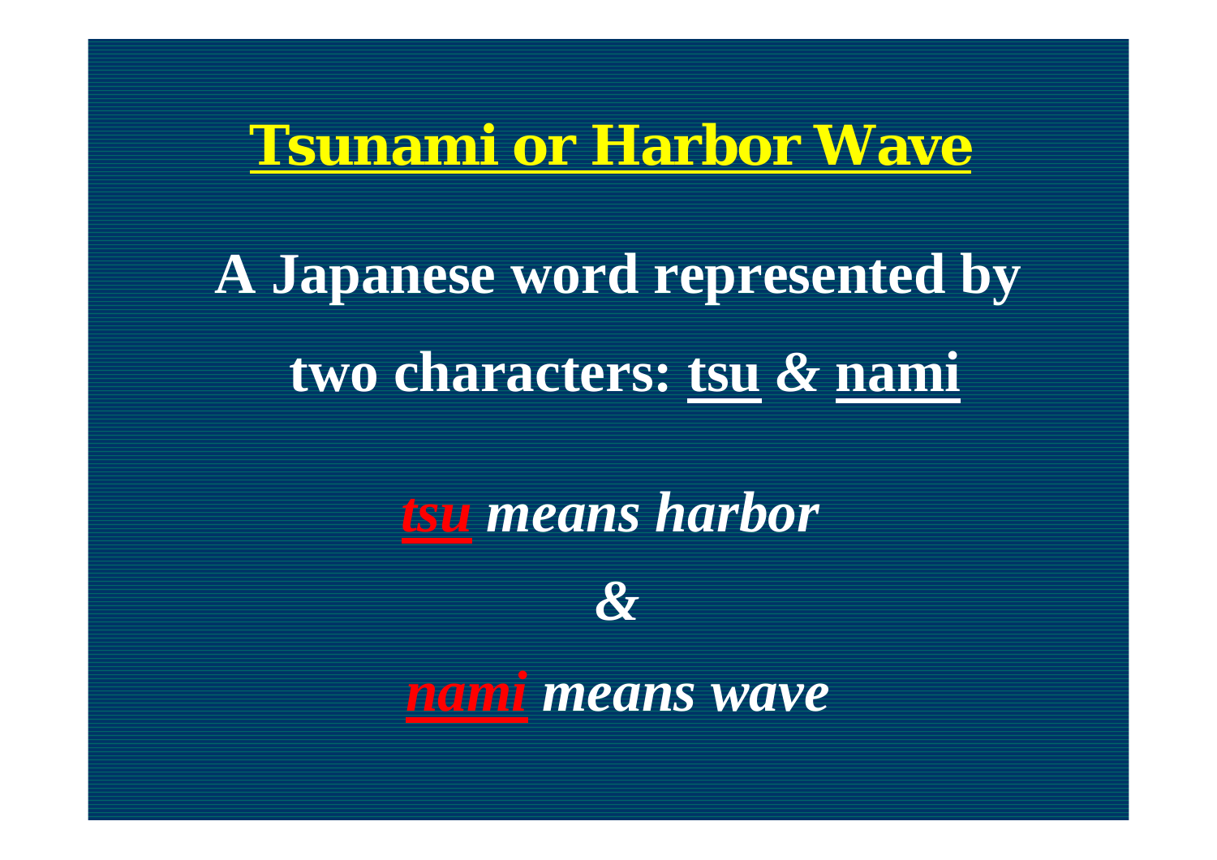# Tsunami or Harbor Wave

**A Japanese word represented by two characters: tsu & nami**

***tsu* *means harbor***

***&***

***nami* *means wave***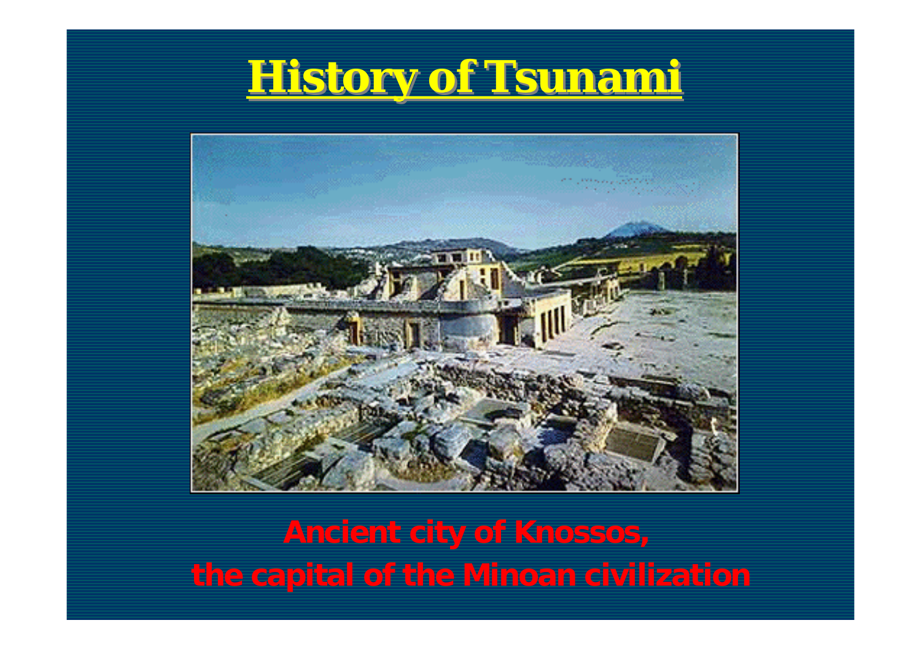# History of Tsunami

**Ancient city of Knossos, the capital of the Minoan civilization**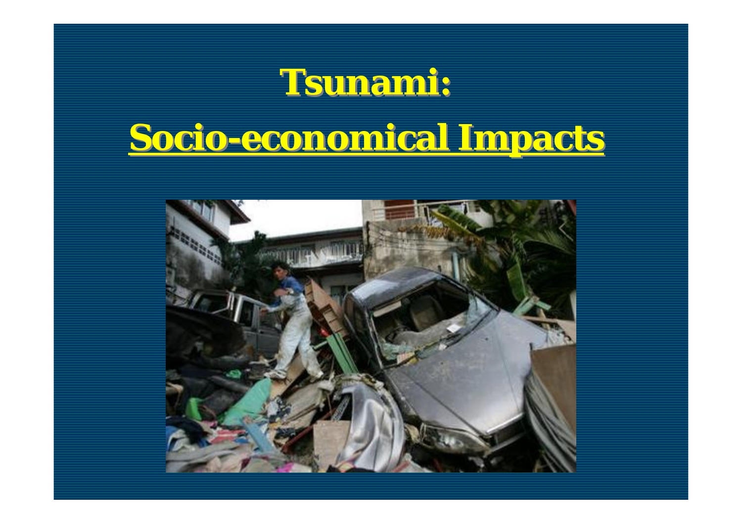# Tsunami:

# Socio-economical Impacts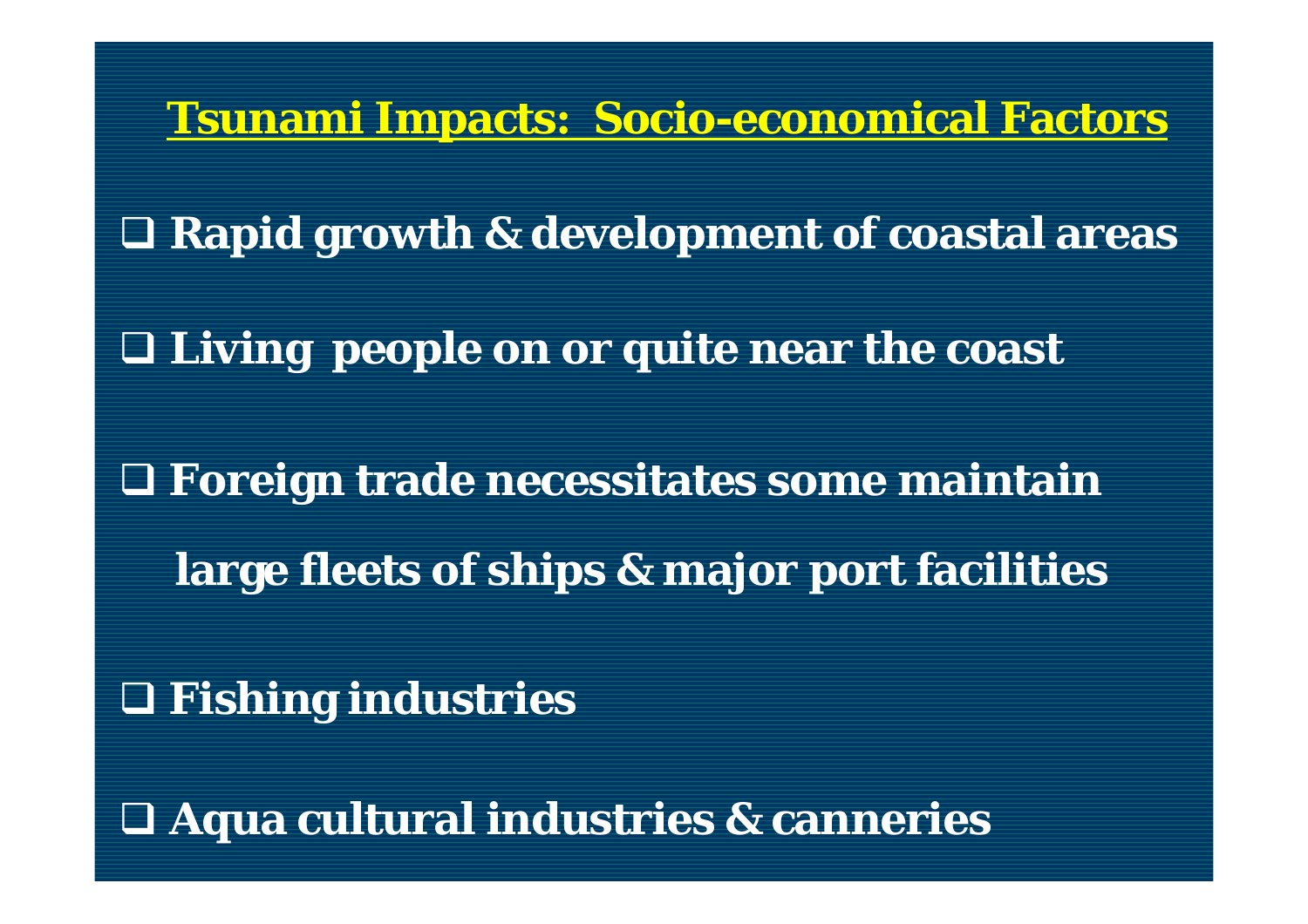## Tsunami Impacts: Socio-economical Factors

- Rapid growth & development of coastal areas
- Living people on or quite near the coast
- Foreign trade necessitates some maintain large fleets of ships & major port facilities
- Fishing industries
- Aqua cultural industries & canneries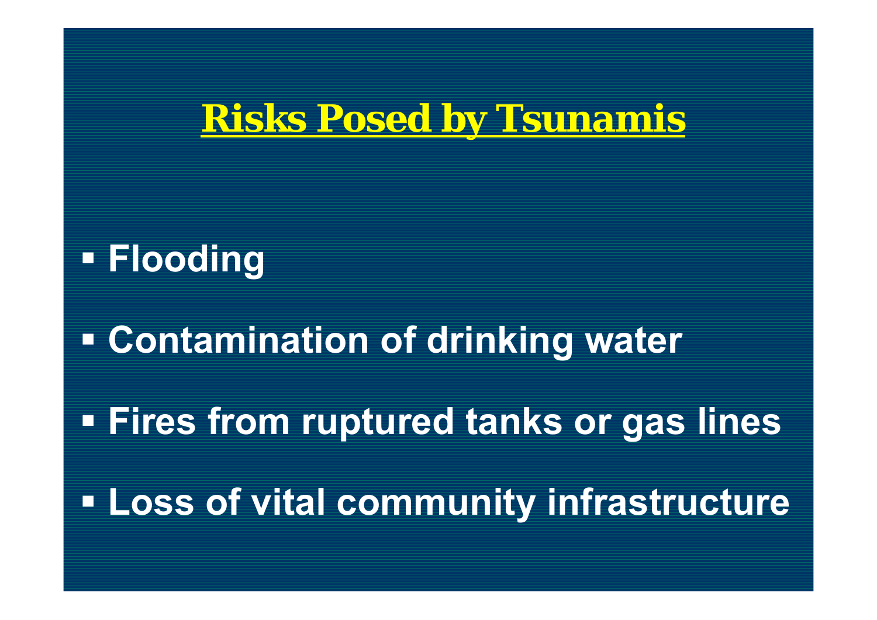# Risks Posed by Tsunamis

- **Flooding**
- **Contamination of drinking water**
- **Fires from ruptured tanks or gas lines**
- **Loss of vital community infrastructure**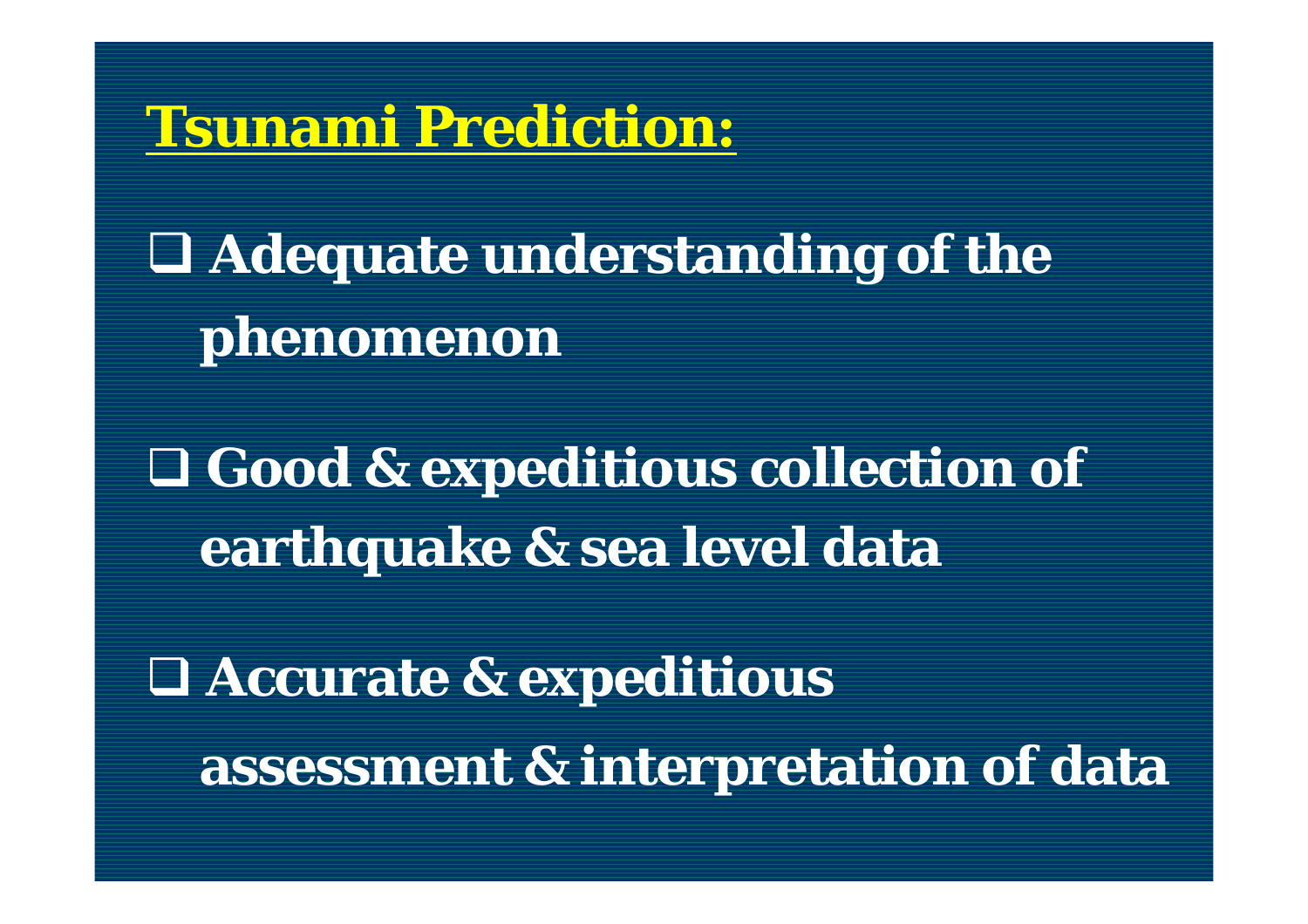## Tsunami Prediction:

- Adequate understanding of the phenomenon
- Good & expeditious collection of earthquake & sea level data
- Accurate & expeditious assessment & interpretation of data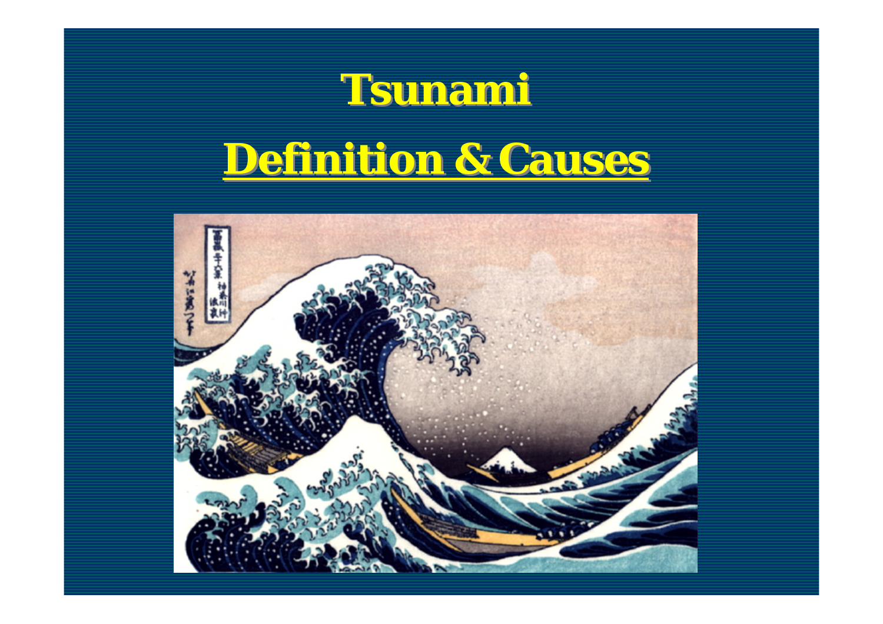# Tsunami

## Definition & Causes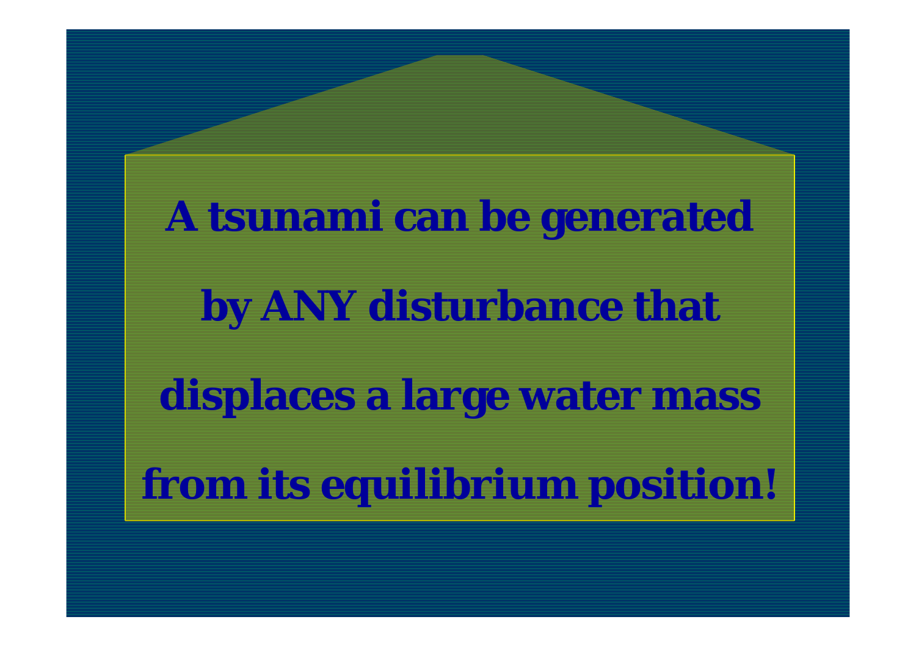**A tsunami can be generated by ANY disturbance that displaces a large water mass from its equilibrium position!**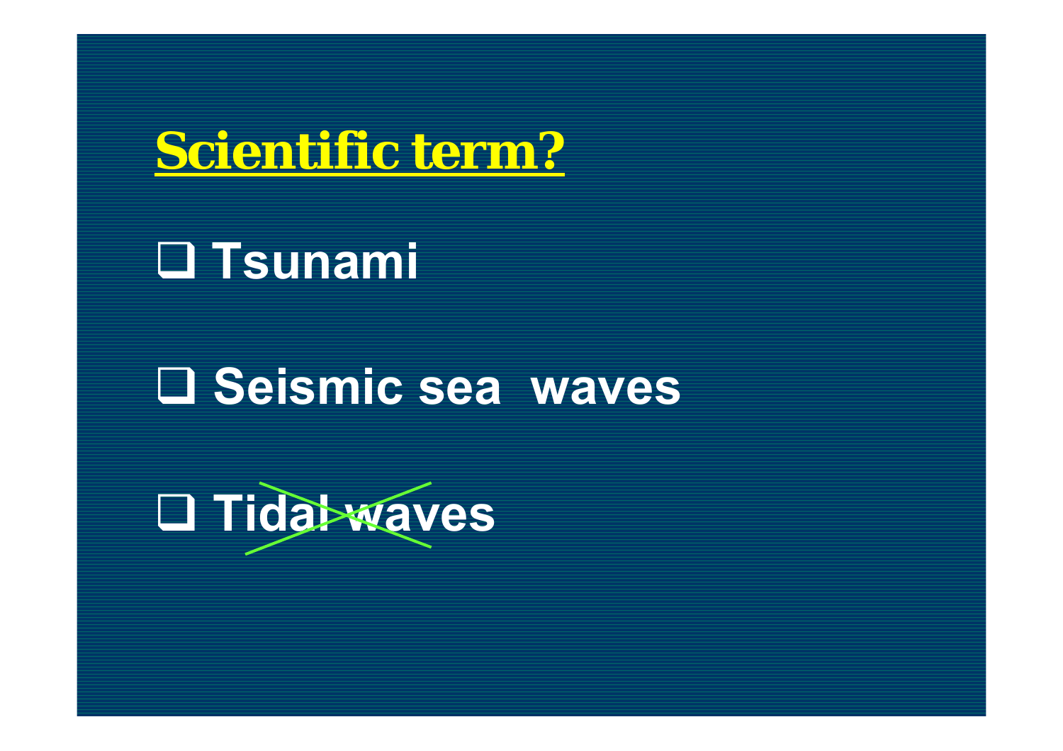## Scientific term?

- Tsunami
- Seismic sea waves
- ~~Tidal waves~~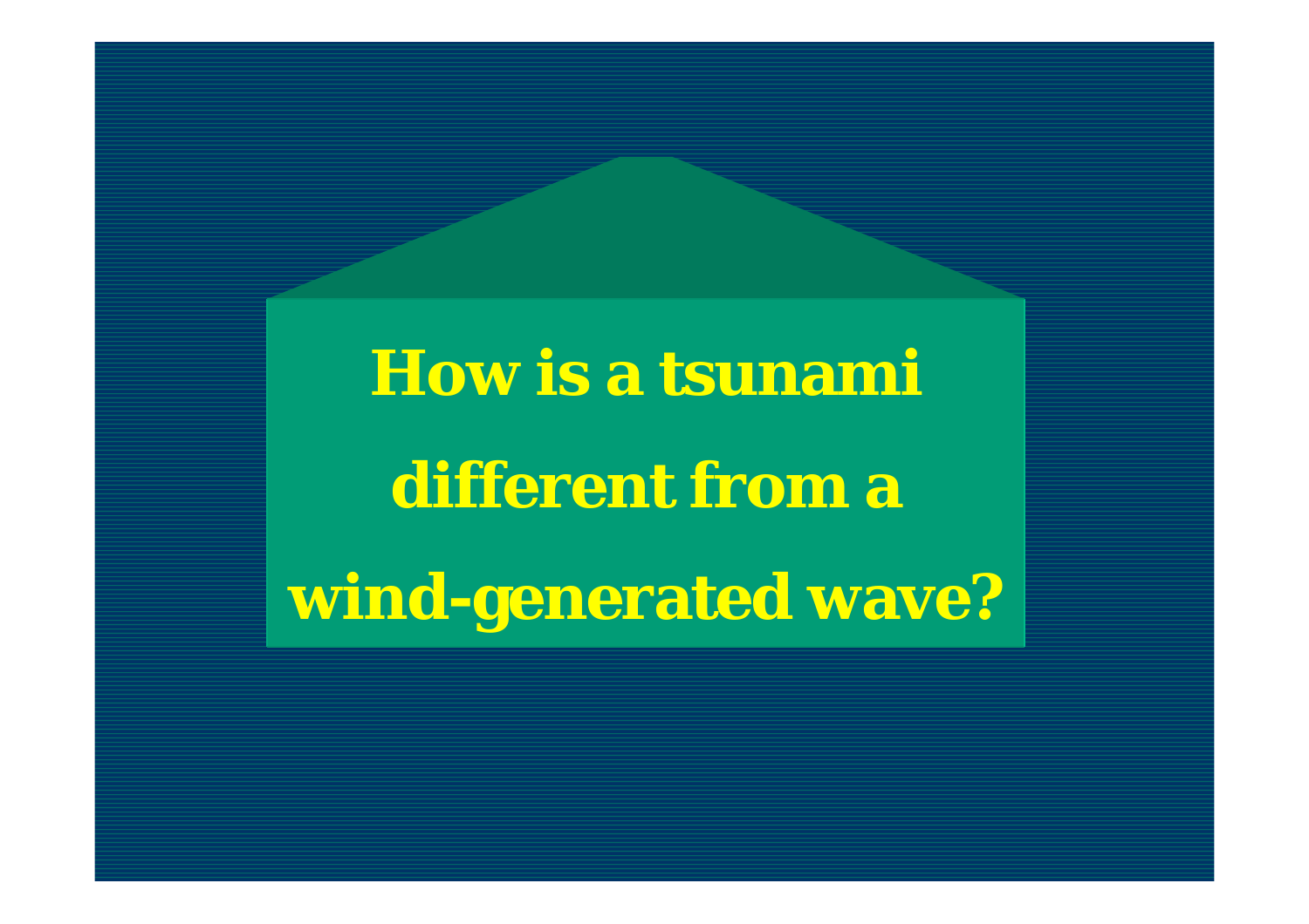# How is a tsunami different from a wind-generated wave?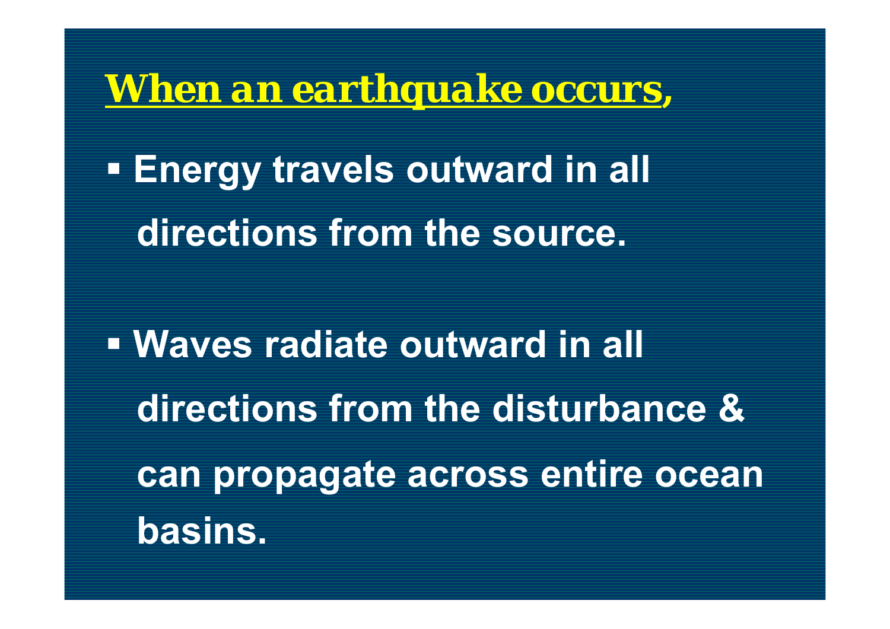## When an earthquake occurs,

- Energy travels outward in all directions from the source.
- Waves radiate outward in all directions from the disturbance & can propagate across entire ocean basins.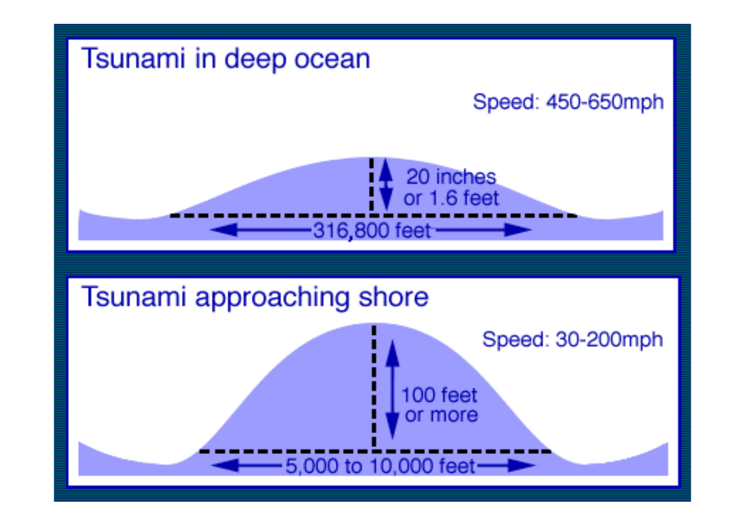## Tsunami in deep ocean

Speed: 450-650mph

20 inches or 1.6 feet

316,800 feet

## Tsunami approaching shore

Speed: 30-200mph

100 feet or more

5,000 to 10,000 feet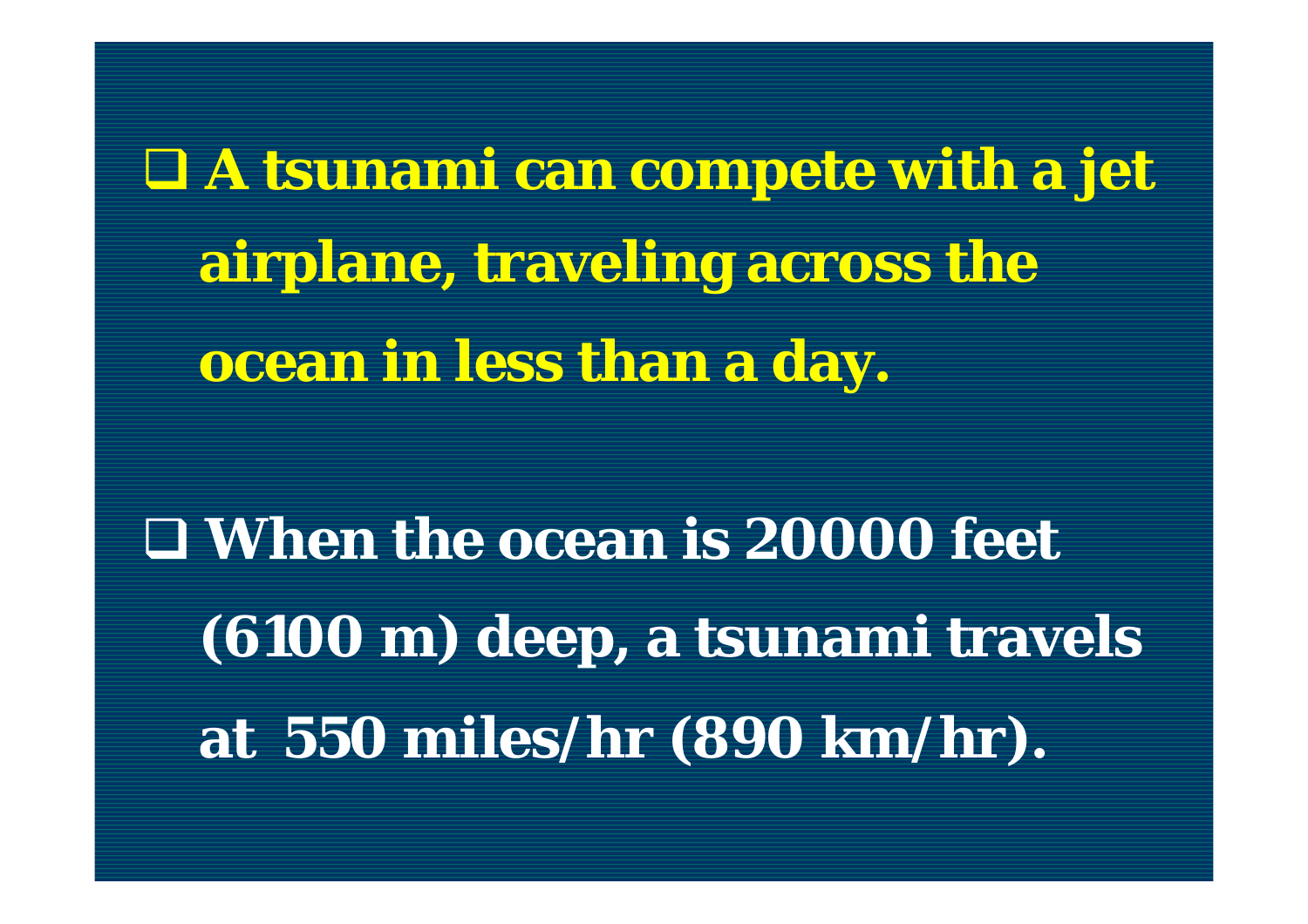- **A tsunami can compete with a jet airplane, traveling across the ocean in less than a day.**

- **When the ocean is 20000 feet (6100 m) deep, a tsunami travels at 550 miles/hr (890 km/hr).**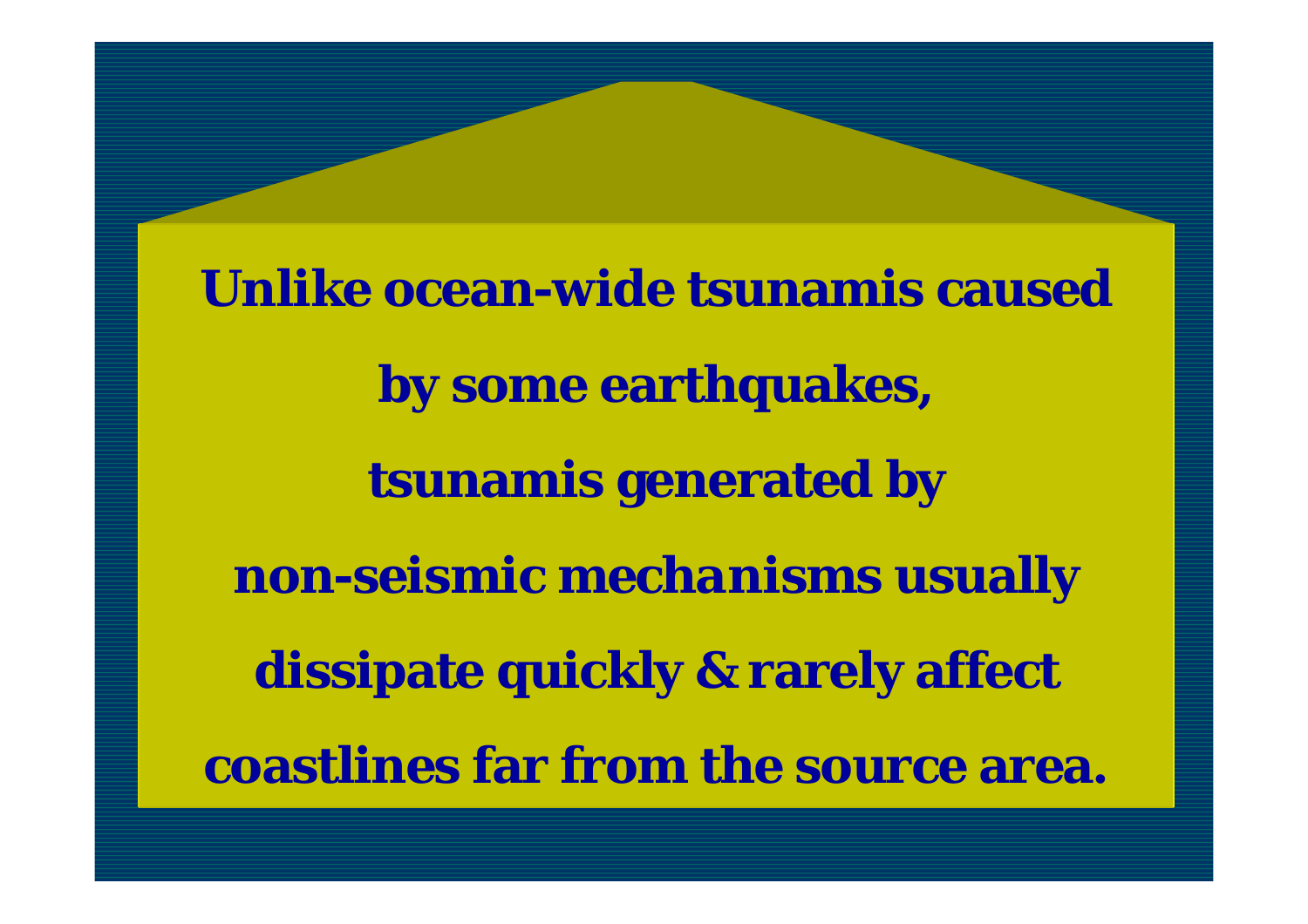**Unlike ocean-wide tsunamis caused by some earthquakes, tsunamis generated by non-seismic mechanisms usually dissipate quickly & rarely affect coastlines far from the source area.**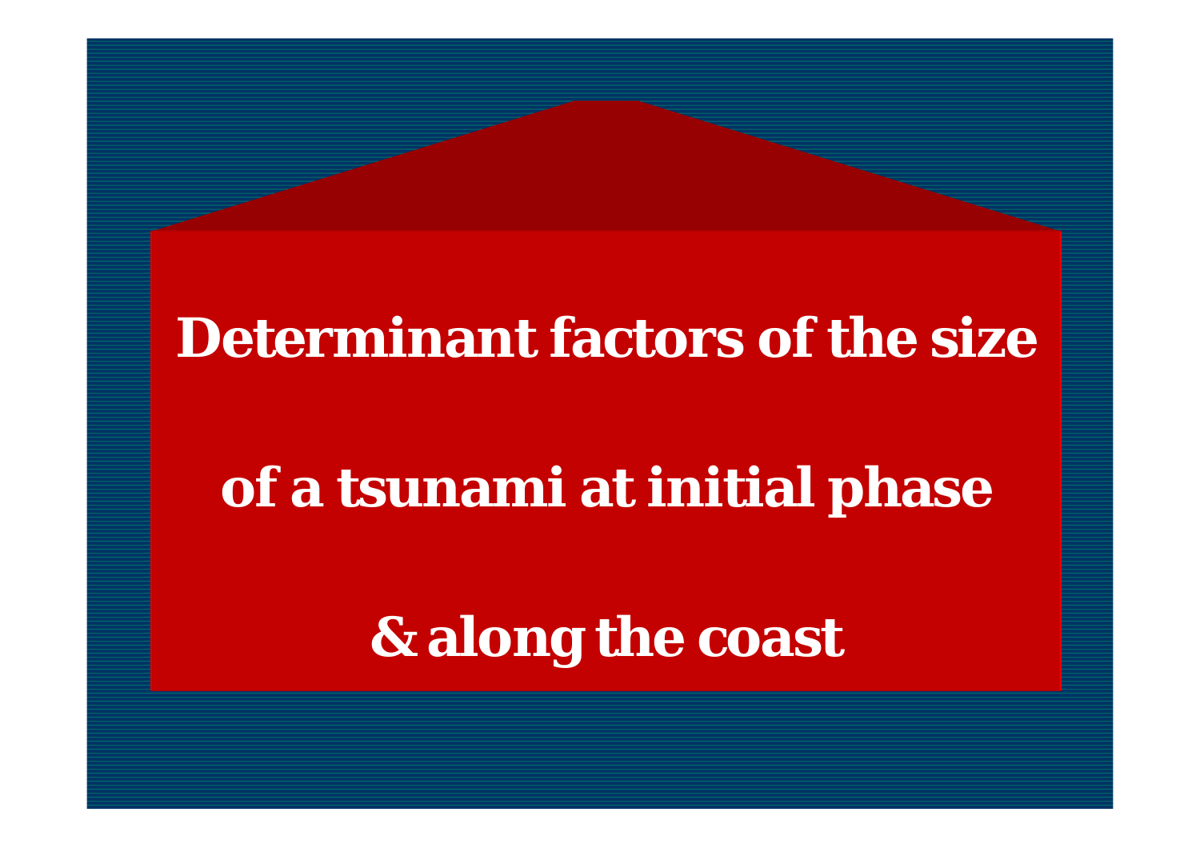# Determinant factors of the size of a tsunami at initial phase & along the coast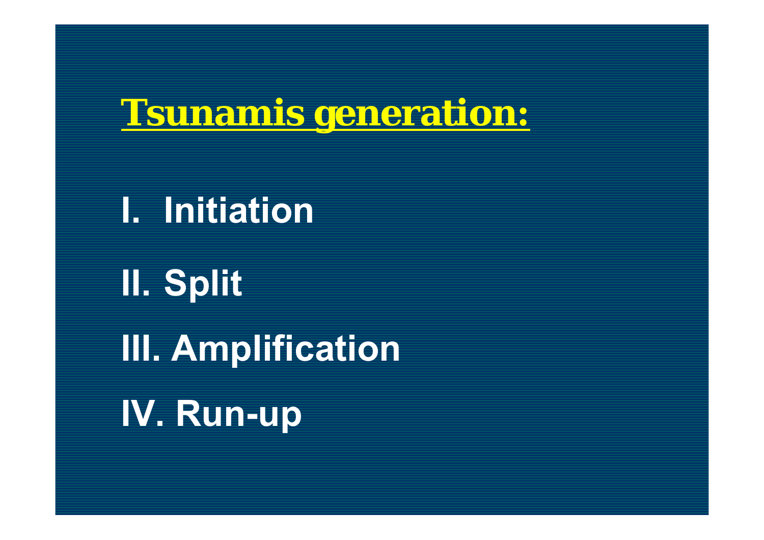# Tsunamis generation:

I. Initiation

II. Split

III. Amplification

IV. Run-up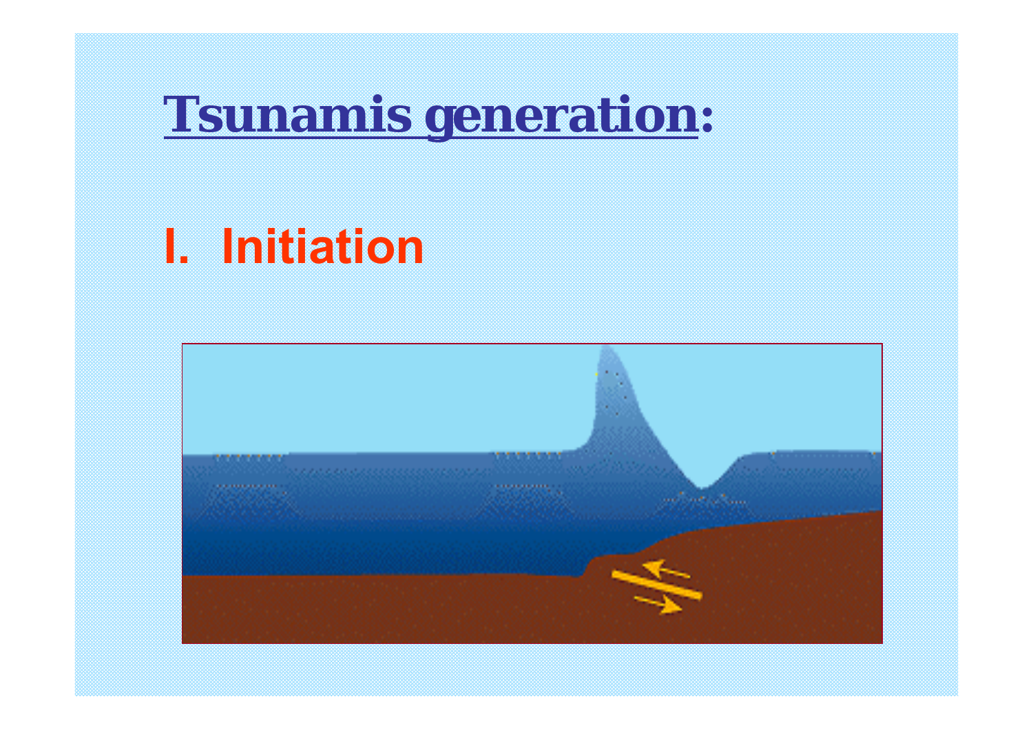# Tsunamis generation:

## I. Initiation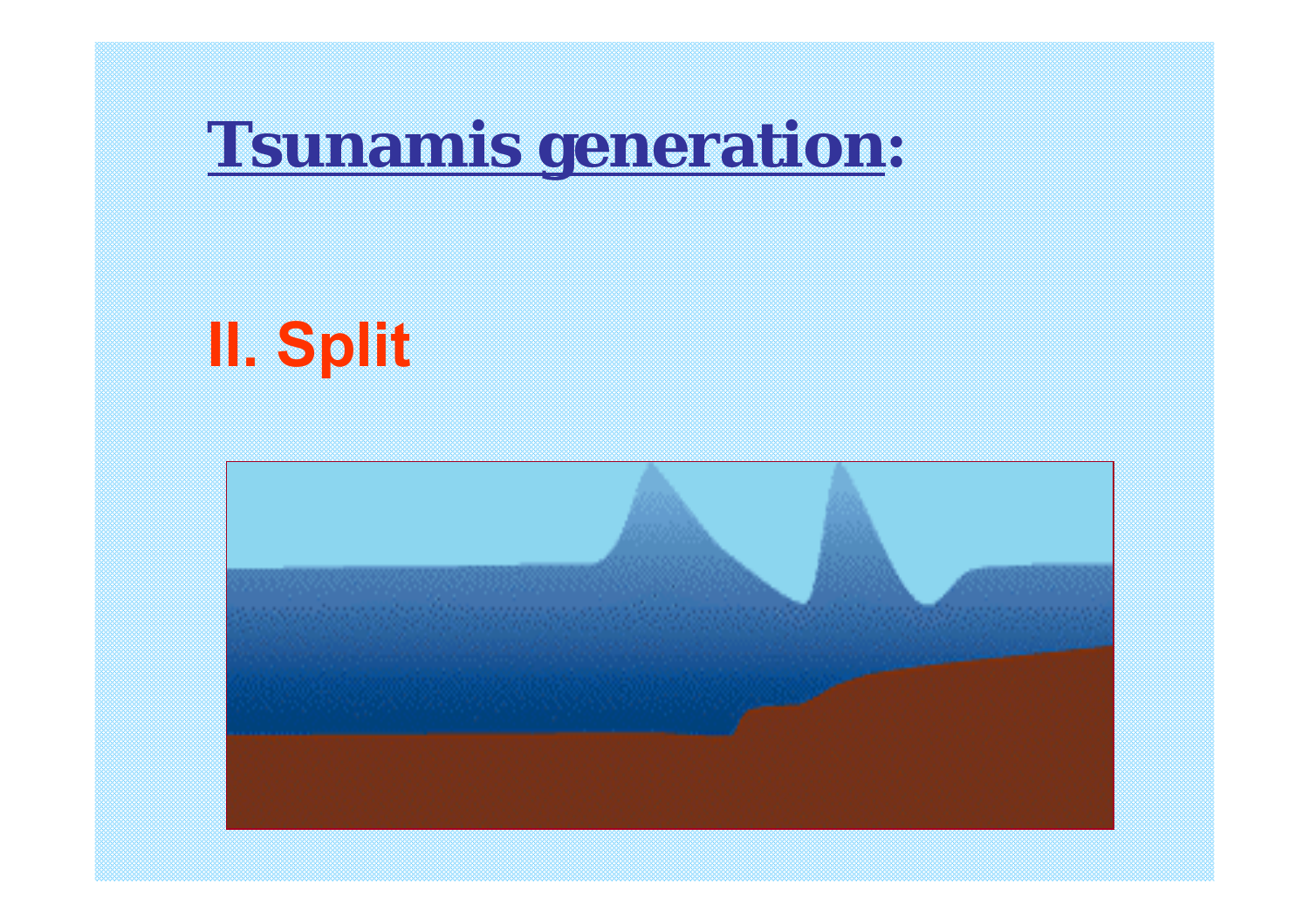# Tsunamis generation:

## II. Split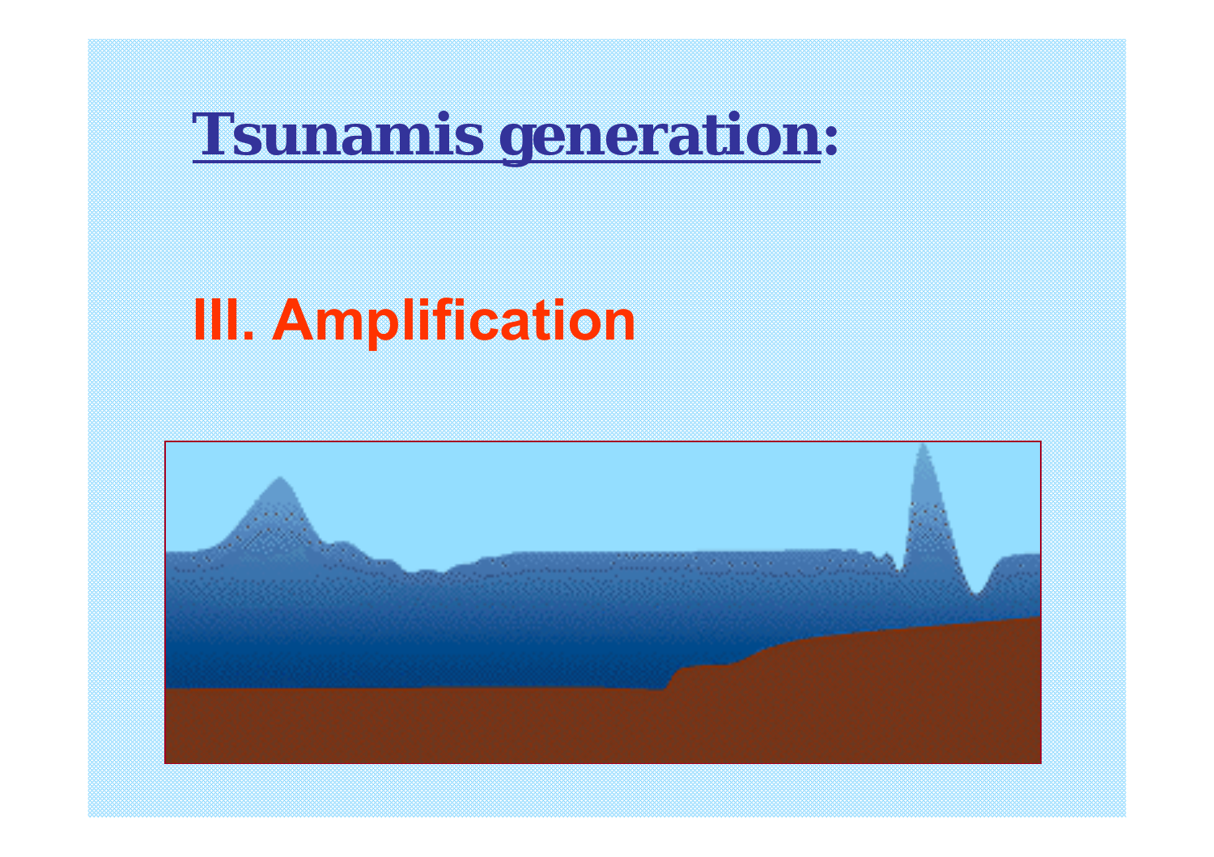# Tsunamis generation:

## III. Amplification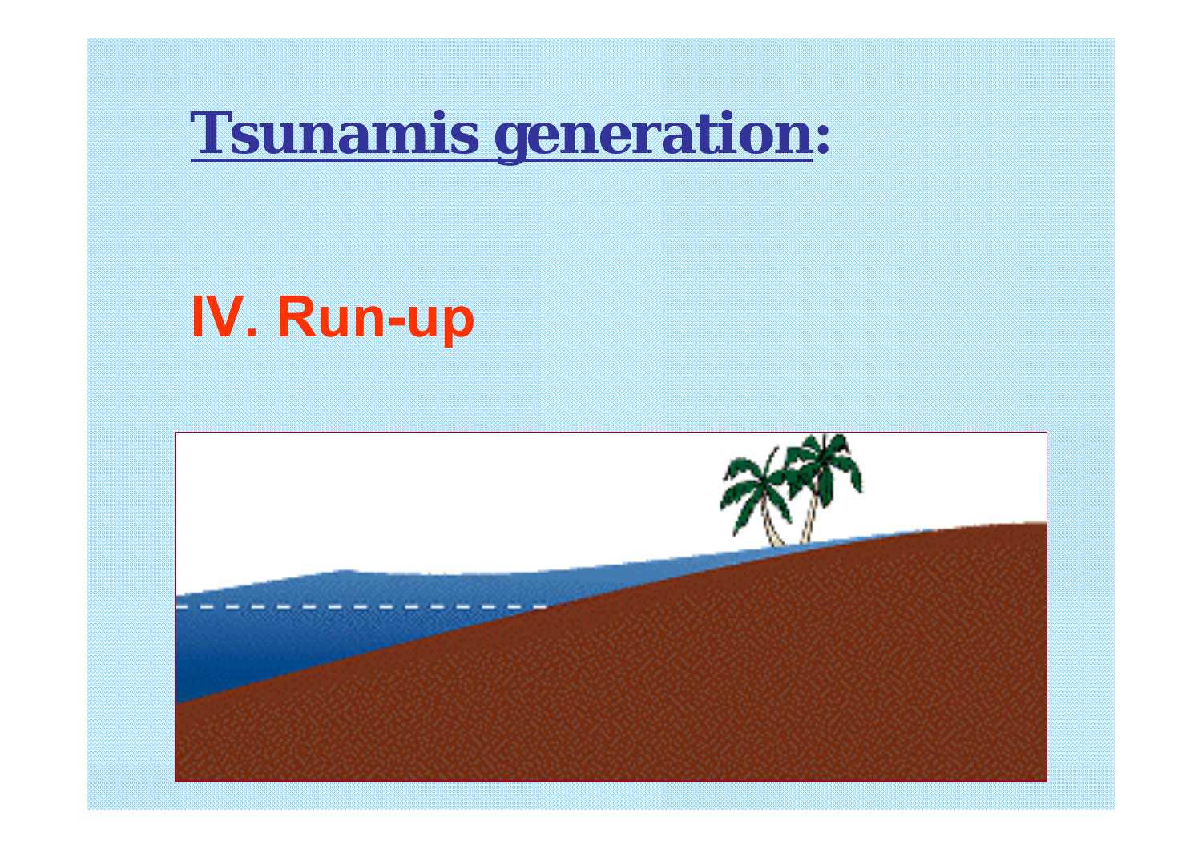# Tsunamis generation:

## IV. Run-up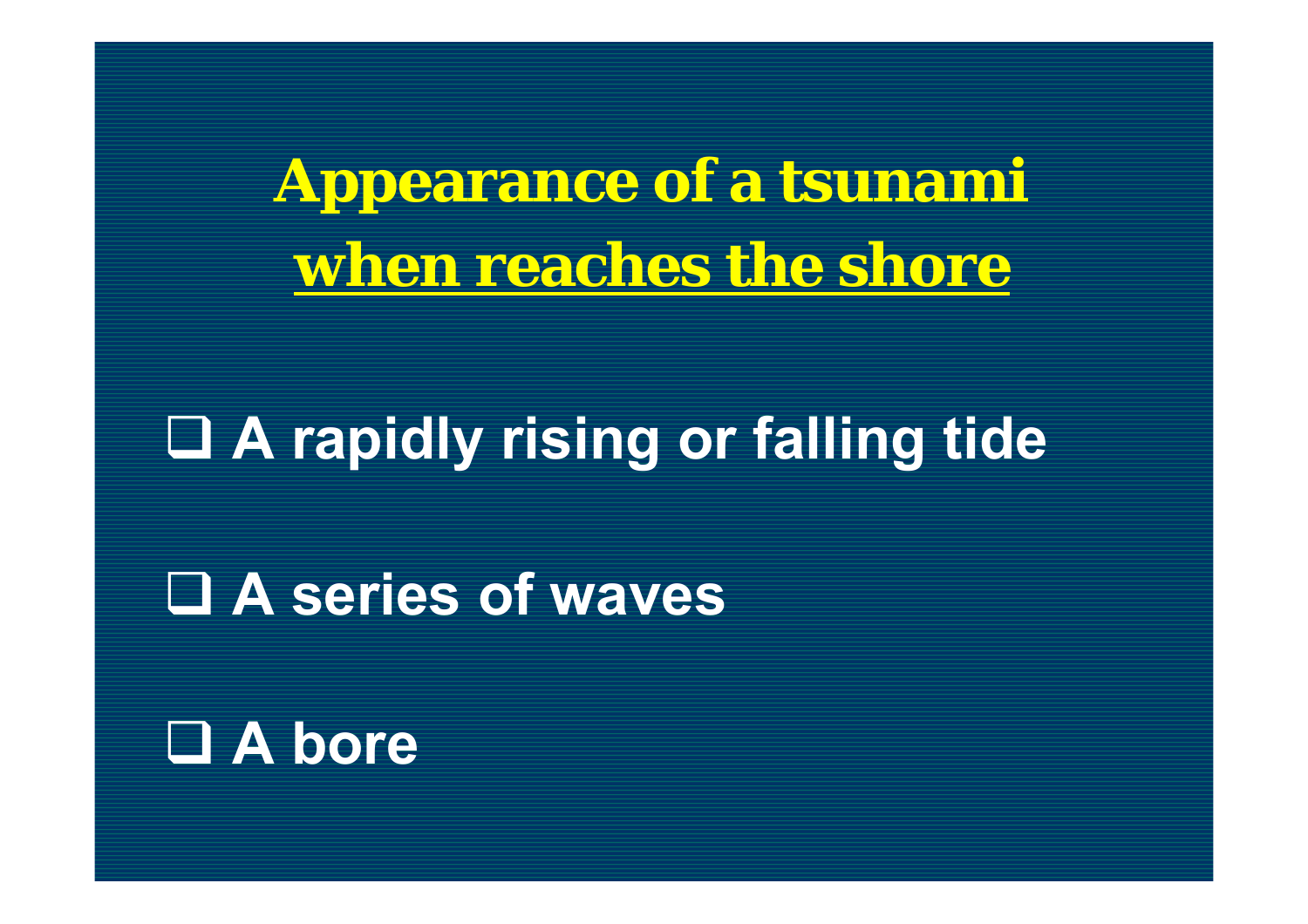# Appearance of a tsunami when reaches the shore

- A rapidly rising or falling tide
- A series of waves
- A bore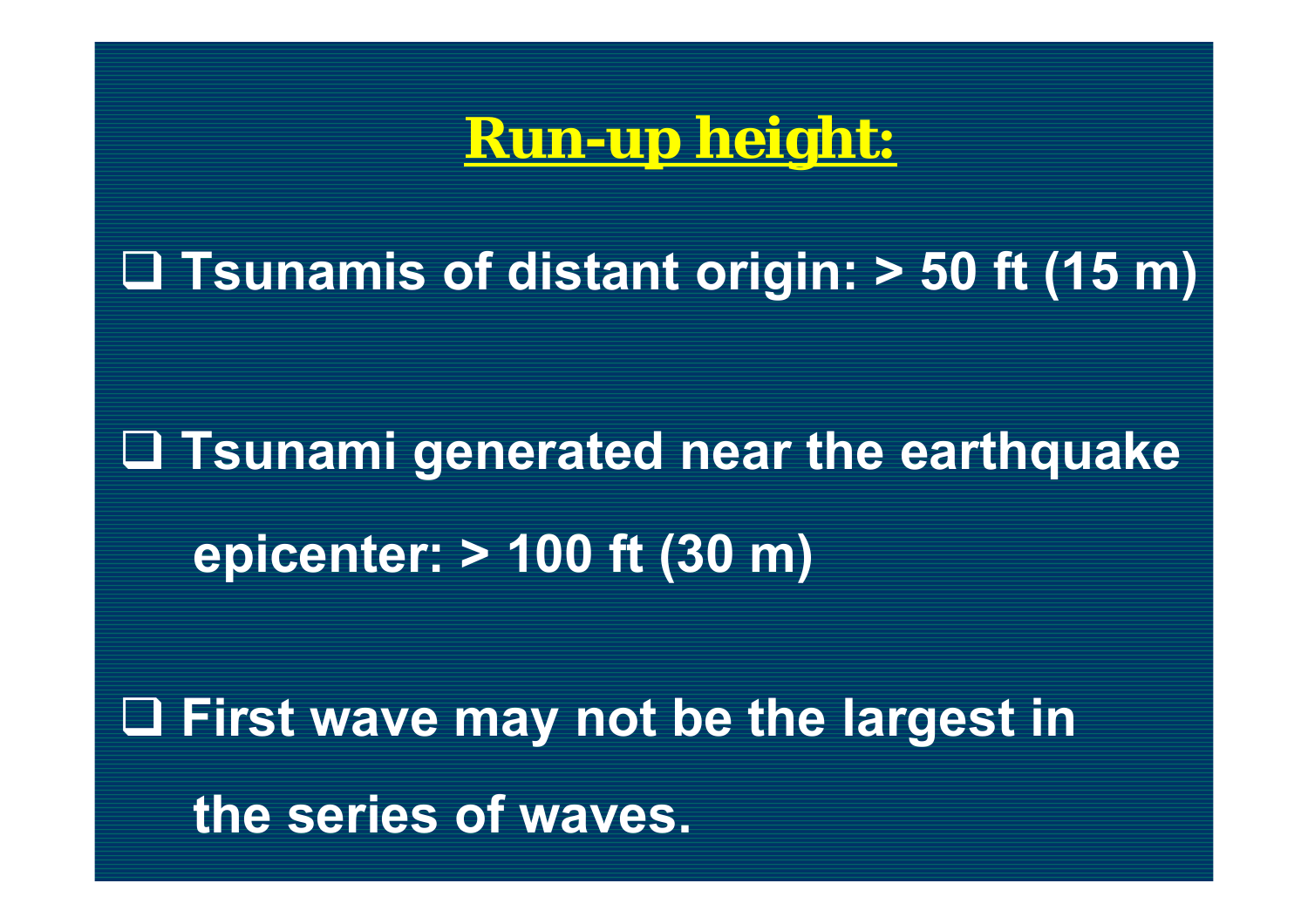# Run-up height:

- Tsunamis of distant origin: > 50 ft (15 m)

- Tsunami generated near the earthquake epicenter: > 100 ft (30 m)

- First wave may not be the largest in the series of waves.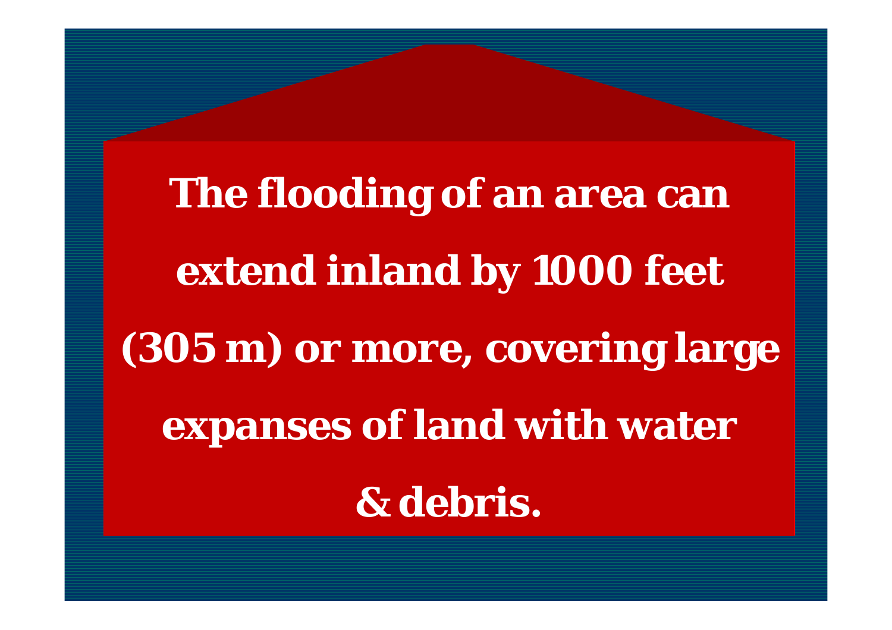**The flooding of an area can extend inland by 1000 feet (305 m) or more, covering large expanses of land with water & debris.**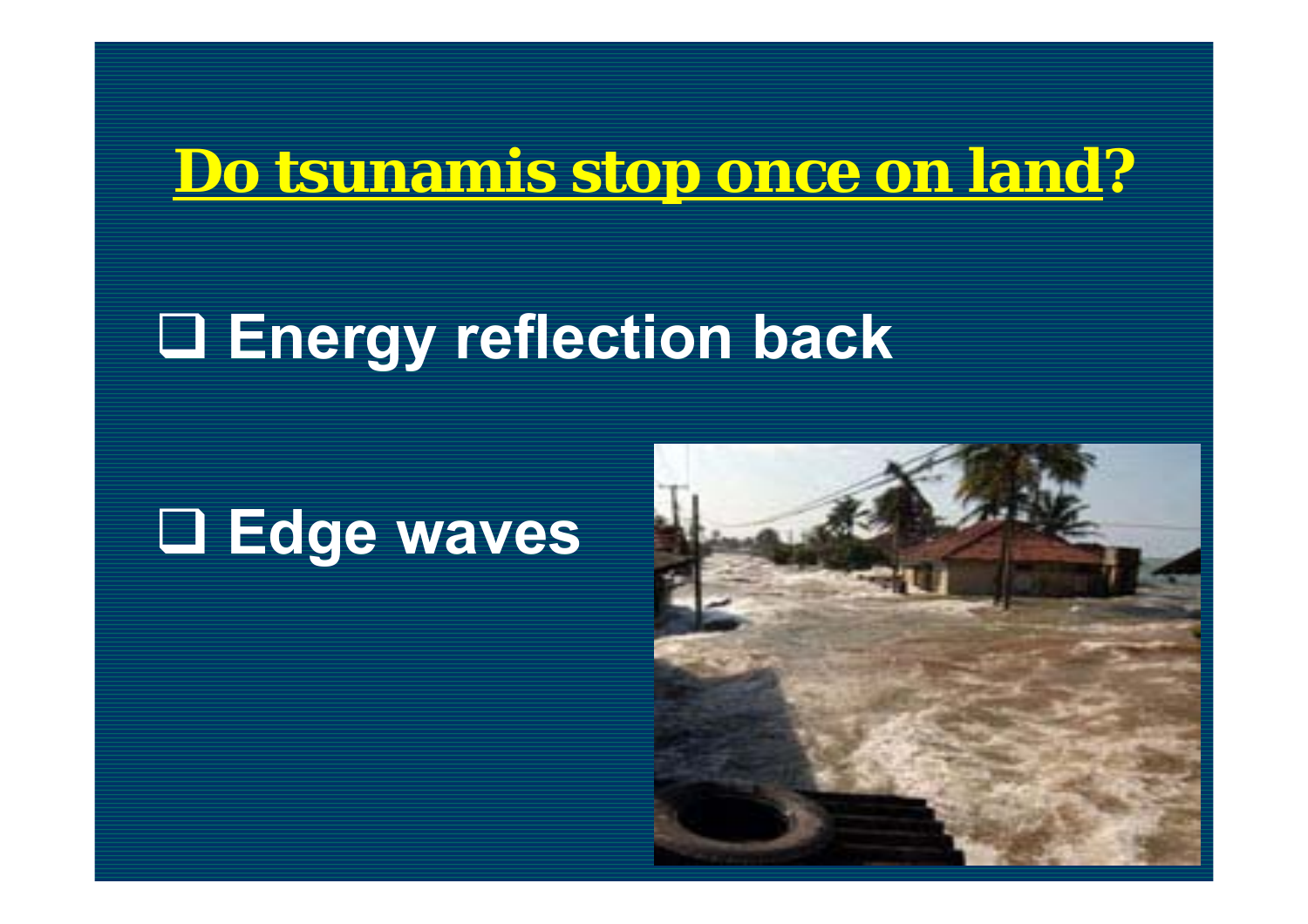# Do tsunamis stop once on land?

- Energy reflection back
- Edge waves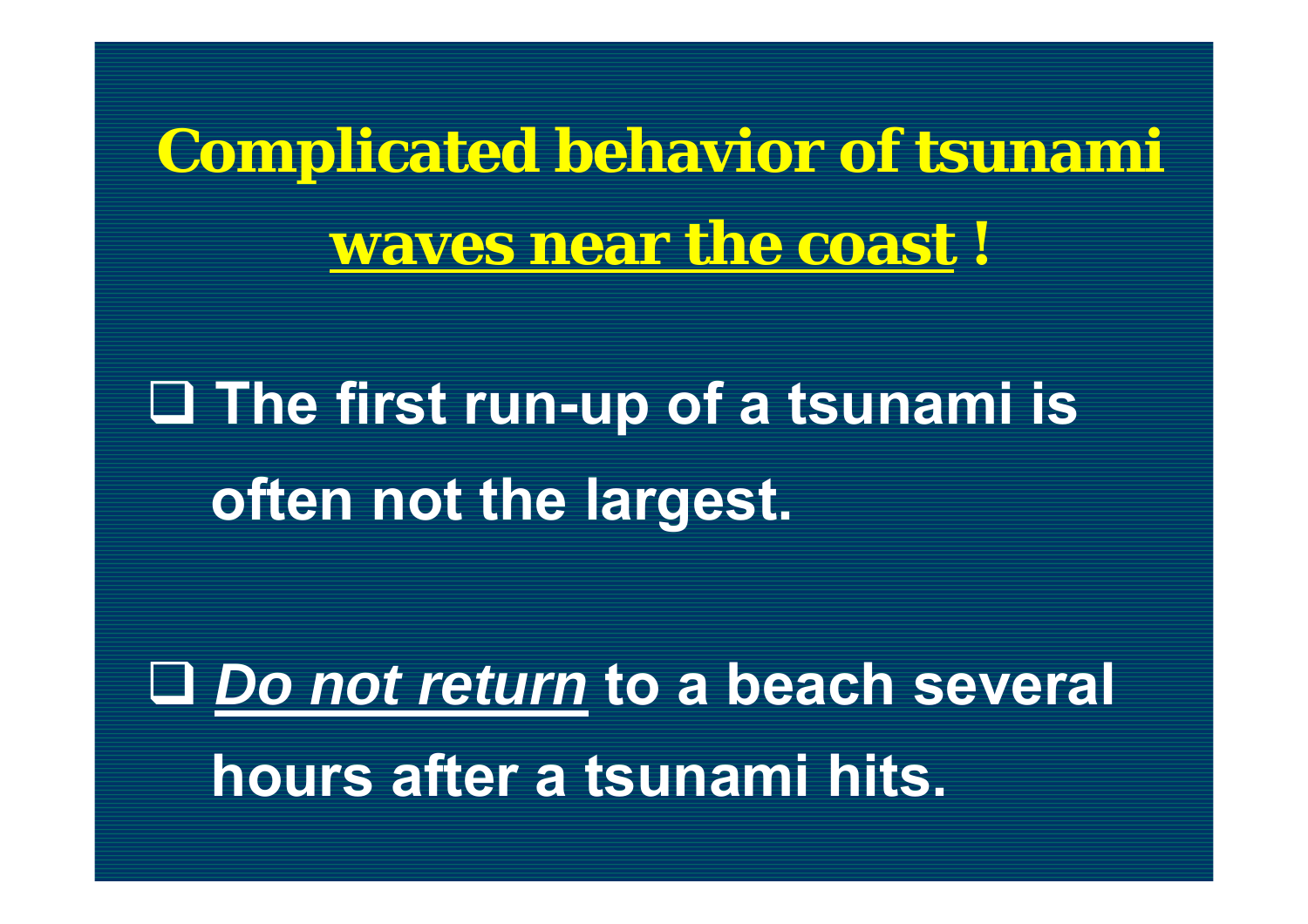# Complicated behavior of tsunami <u>waves near the coast</u> !

- The first run-up of a tsunami is often not the largest.

- ***<u>Do not return</u>*** **to a beach several hours after a tsunami hits.**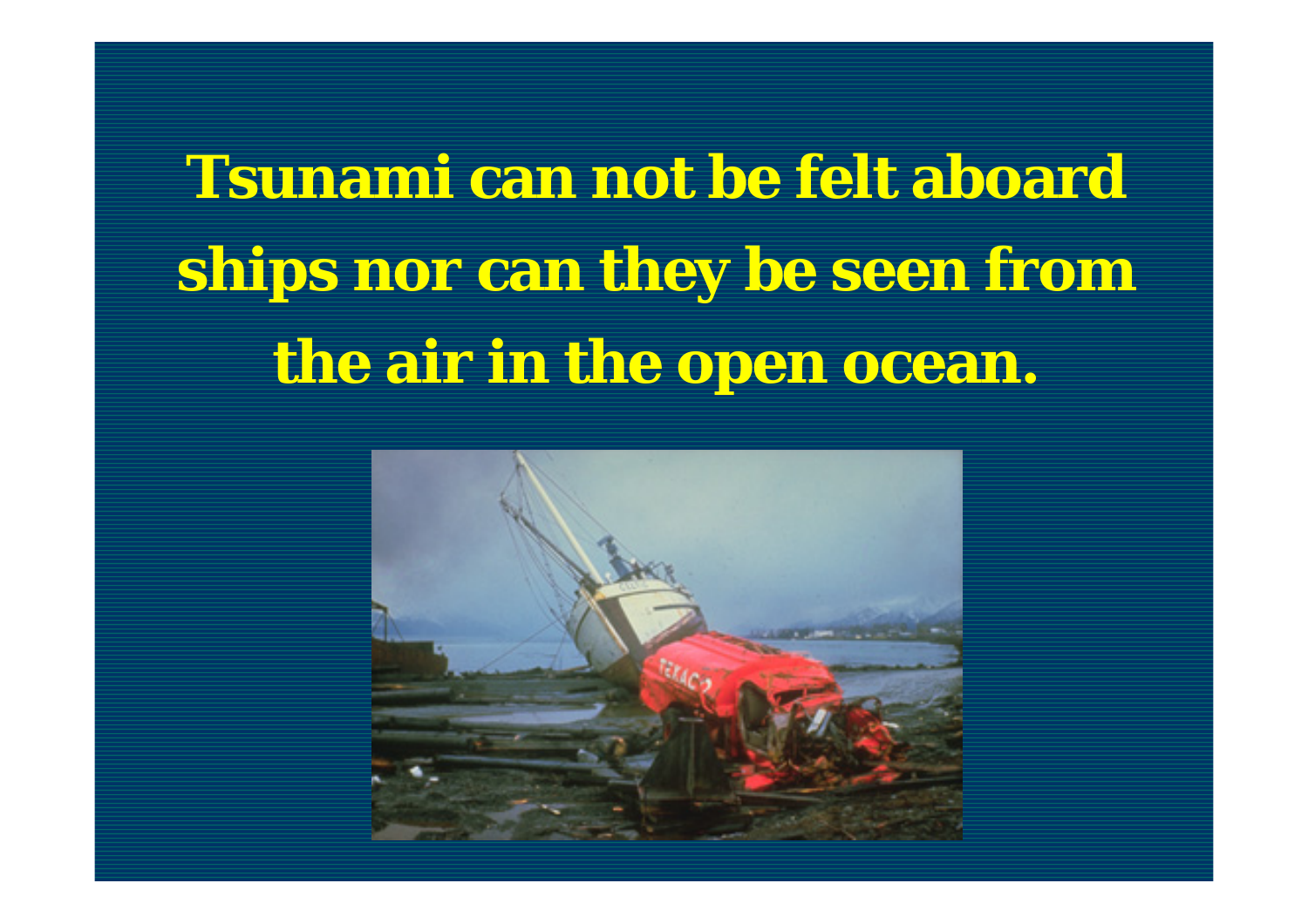# Tsunami can not be felt aboard ships nor can they be seen from the air in the open ocean.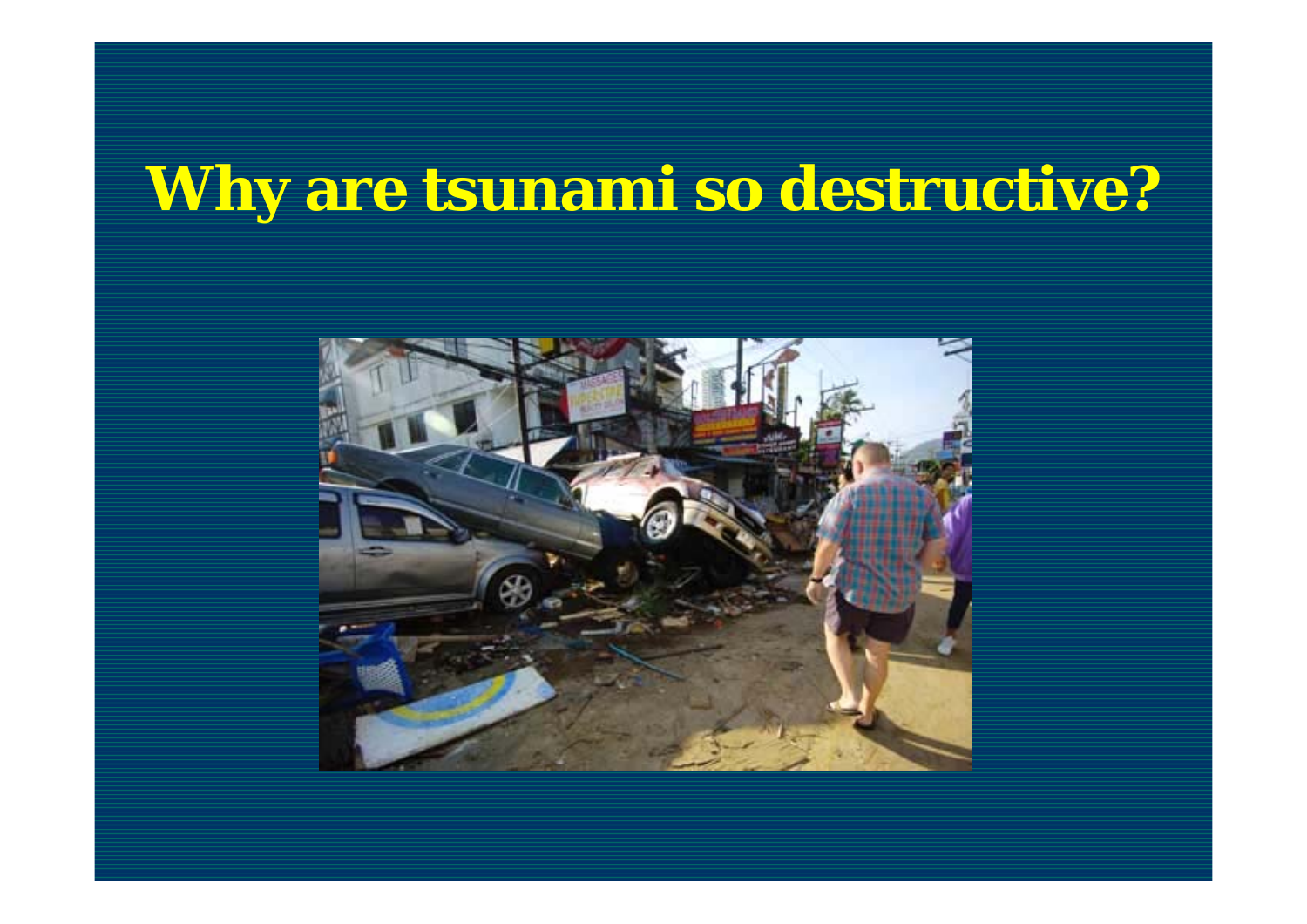# Why are tsunami so destructive?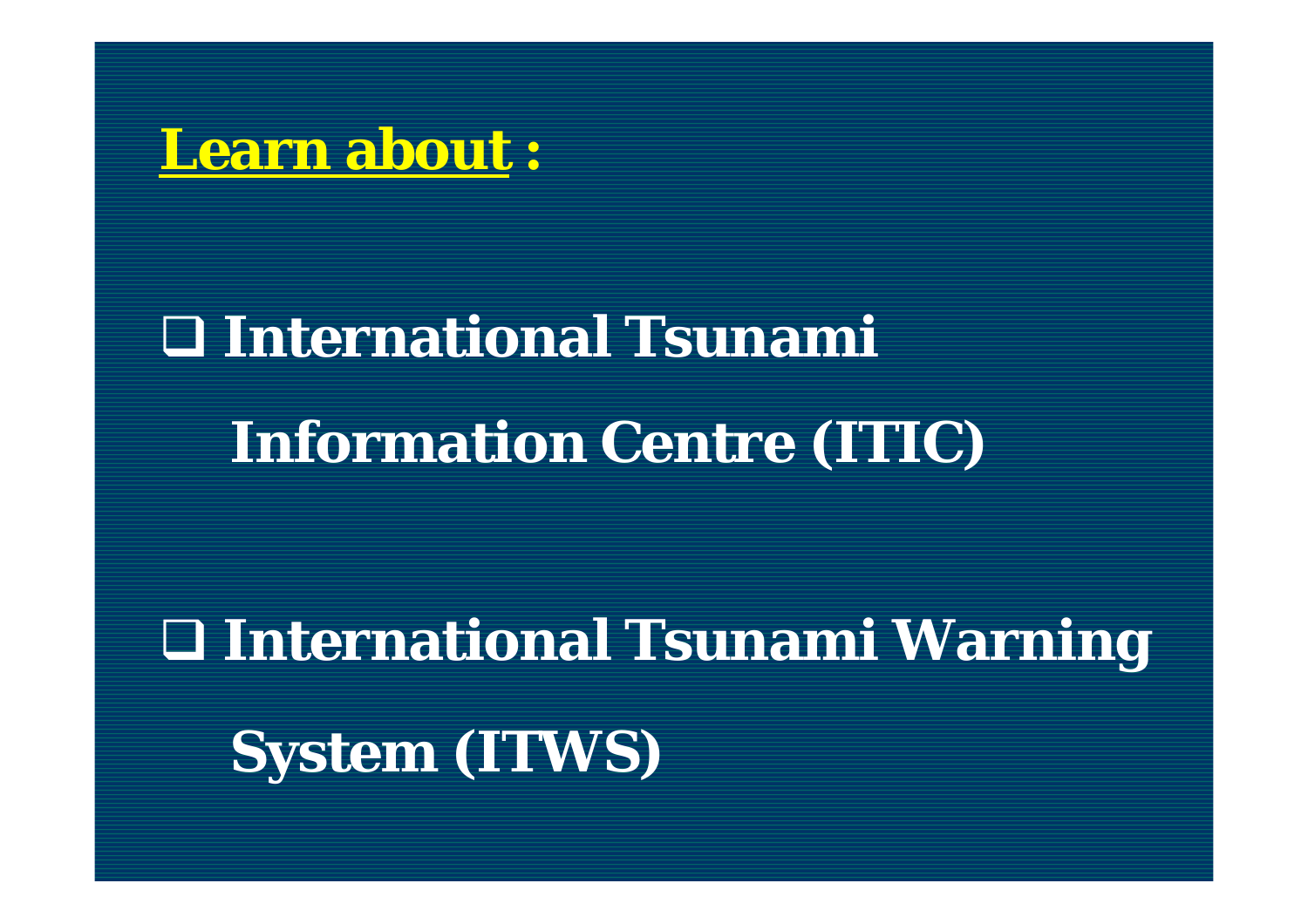## Learn about :

- International Tsunami Information Centre (ITIC)
- International Tsunami Warning System (ITWS)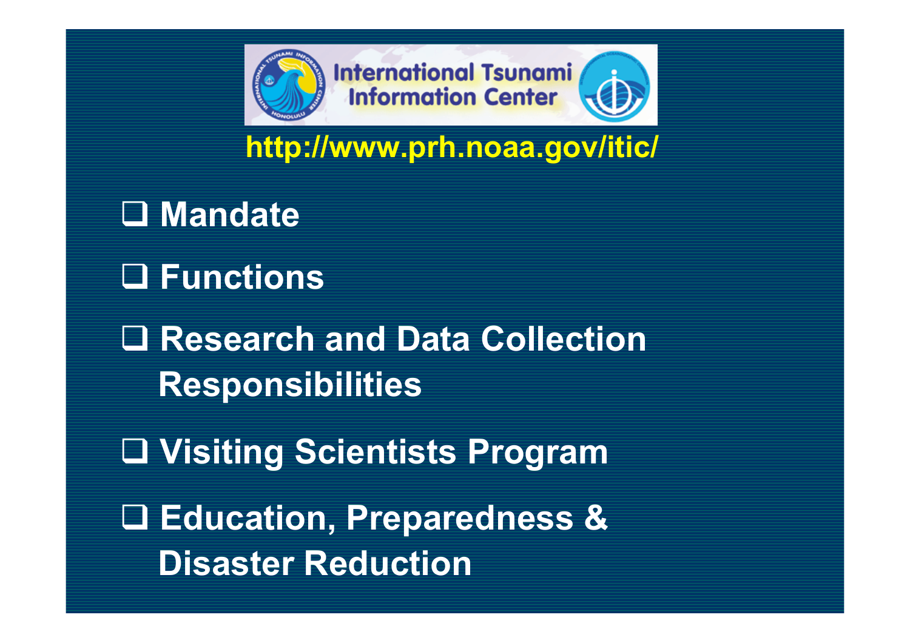# International Tsunami Information Center

**http://www.prh.noaa.gov/itic/**

- ❑ Mandate
- ❑ Functions
- ❑ Research and Data Collection Responsibilities
- ❑ Visiting Scientists Program
- ❑ Education, Preparedness & Disaster Reduction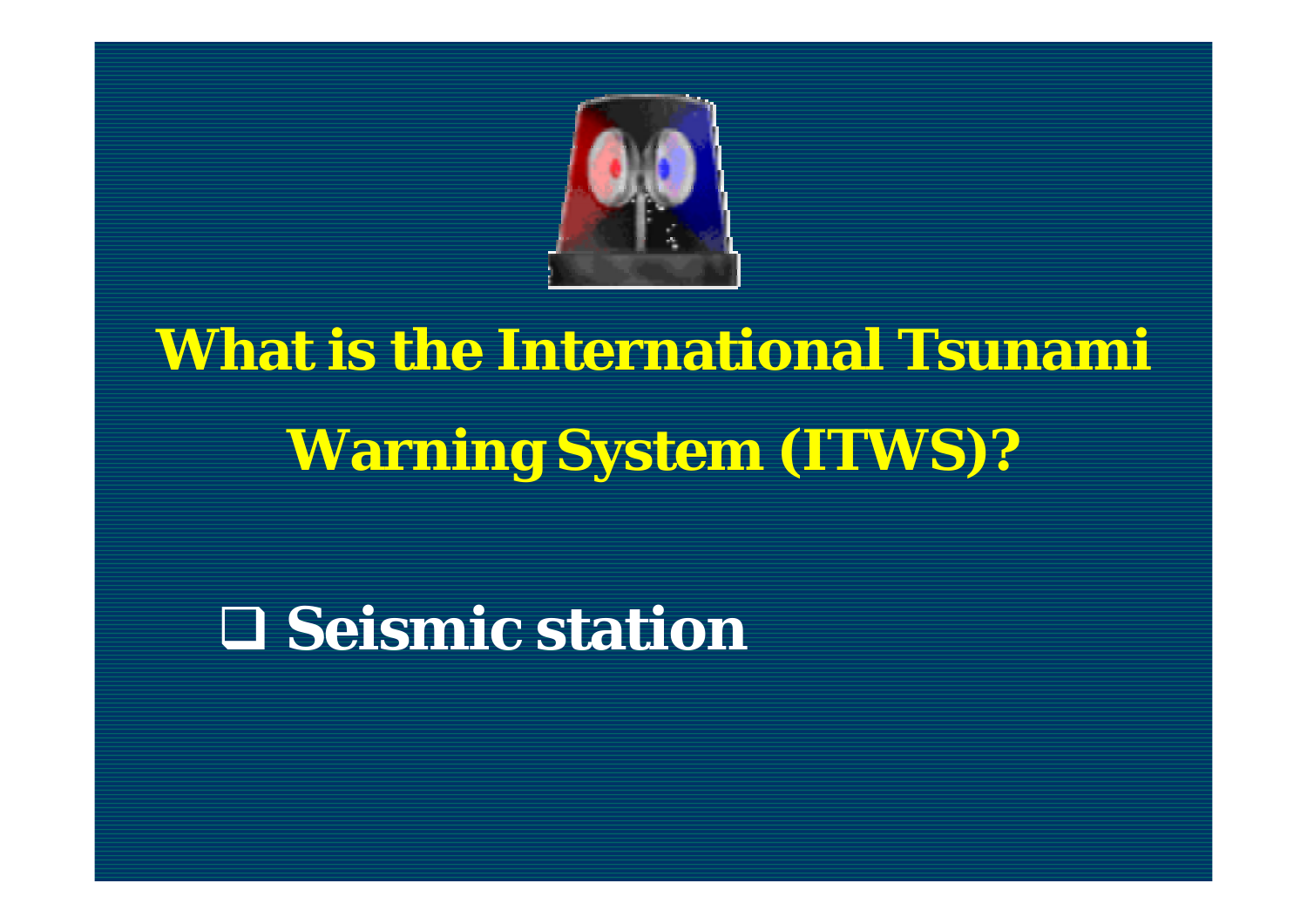# What is the International Tsunami Warning System (ITWS)?

- Seismic station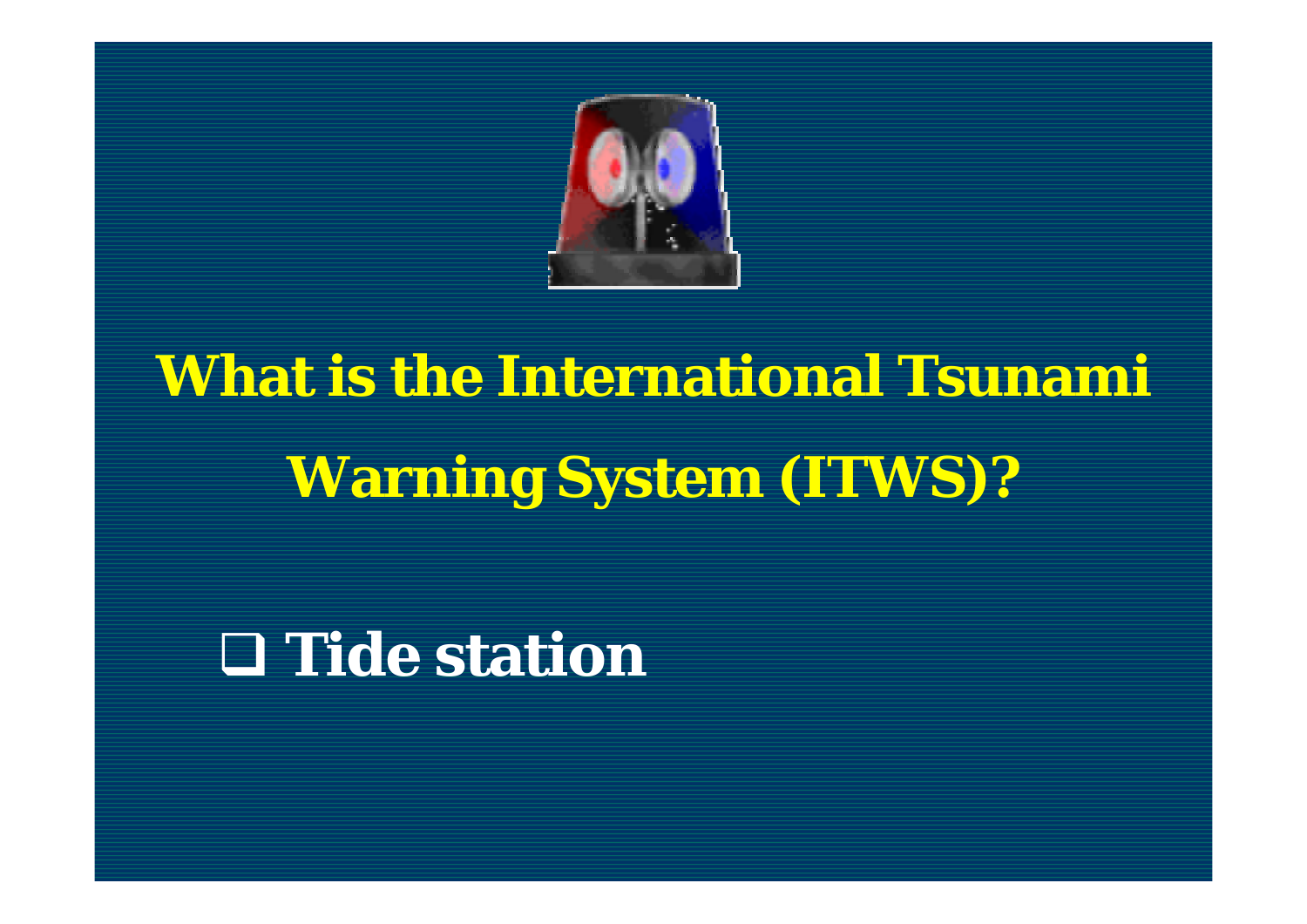# What is the International Tsunami Warning System (ITWS)?

- Tide station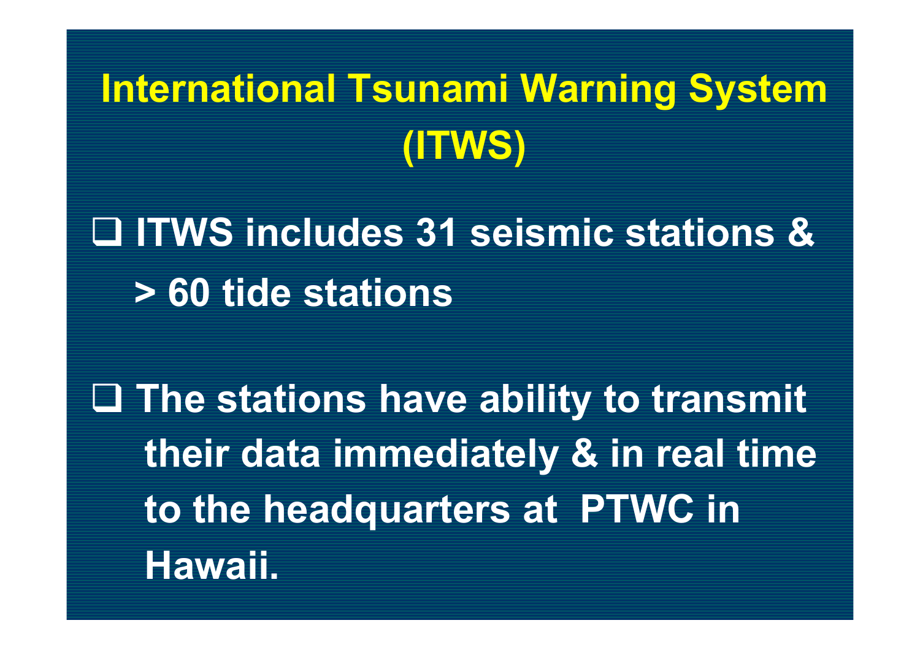# International Tsunami Warning System (ITWS)

- ITWS includes 31 seismic stations & > 60 tide stations

- The stations have ability to transmit their data immediately & in real time to the headquarters at PTWC in Hawaii.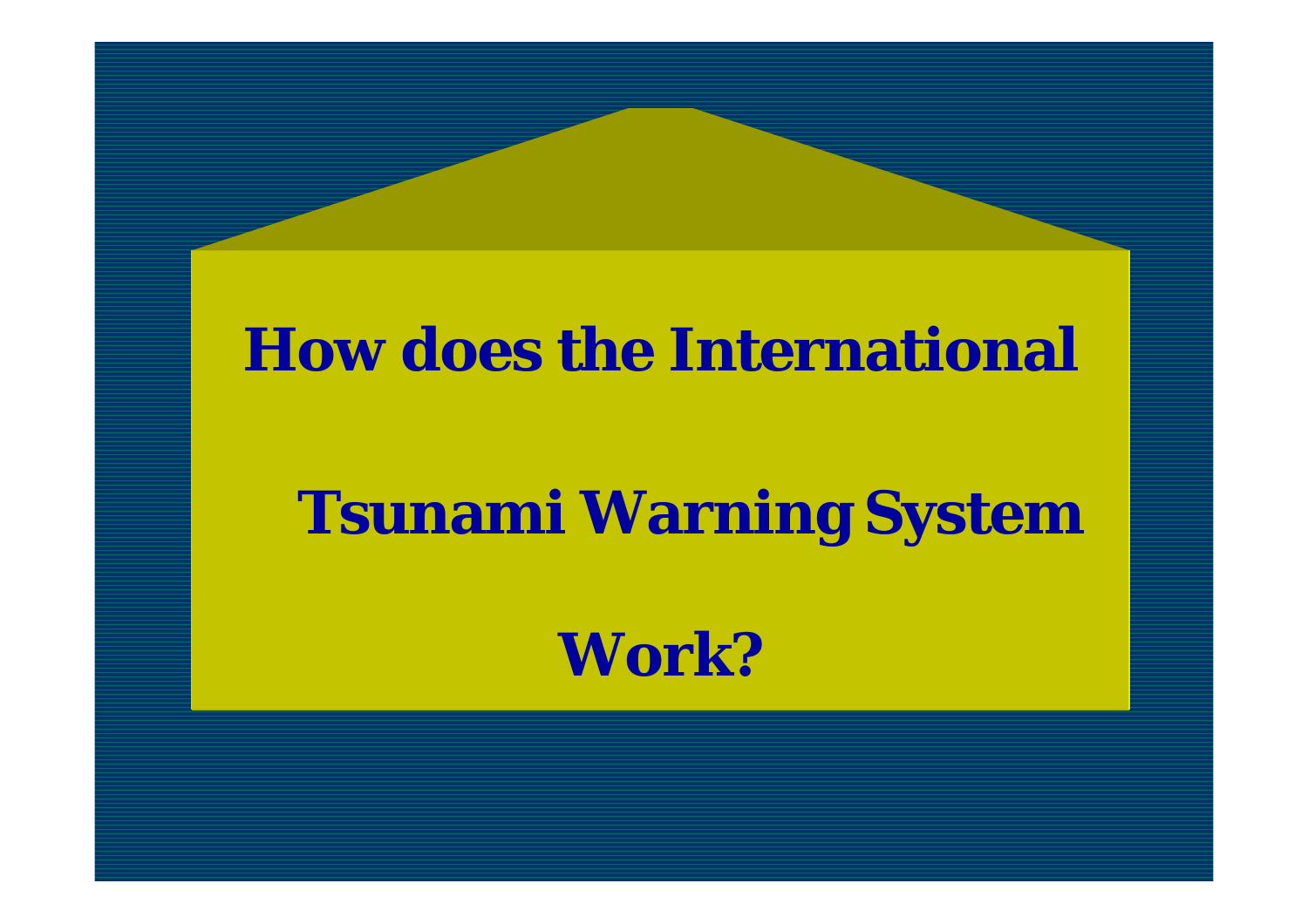# How does the International Tsunami Warning System Work?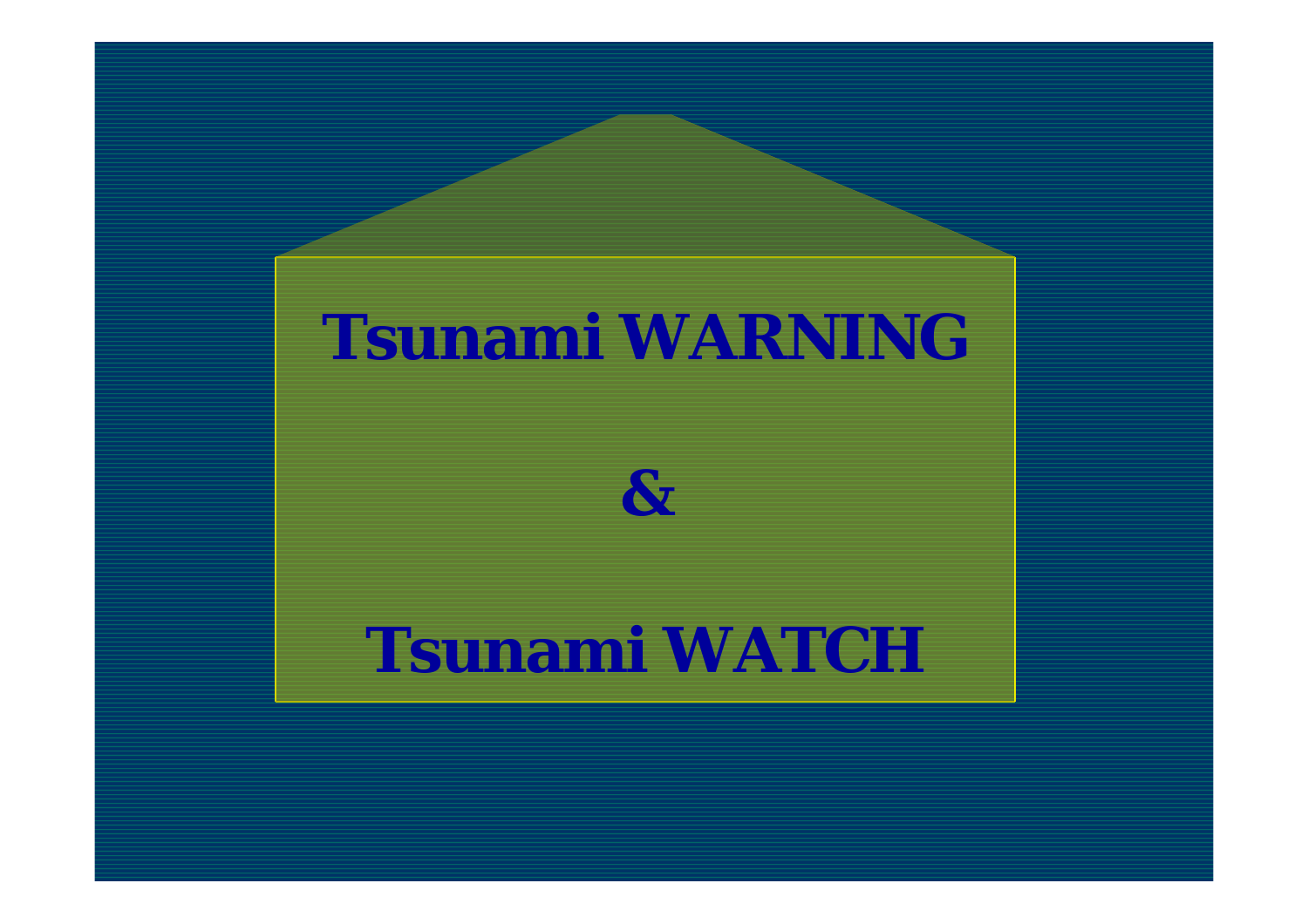# Tsunami WARNING

# &

# Tsunami WATCH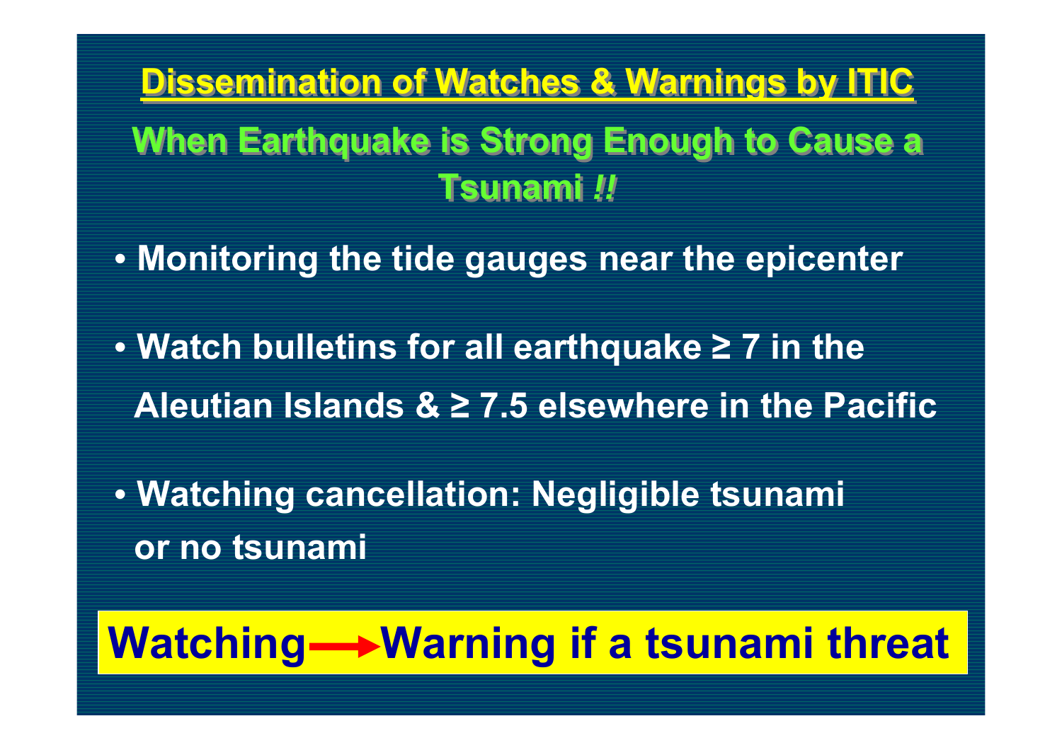# Dissemination of Watches & Warnings by ITIC

## When Earthquake is Strong Enough to Cause a Tsunami *!!*

- **Monitoring the tide gauges near the epicenter**
- **Watch bulletins for all earthquake ≥ 7 in the Aleutian Islands & ≥ 7.5 elsewhere in the Pacific**
- **Watching cancellation: Negligible tsunami or no tsunami**

**Watching → Warning if a tsunami threat**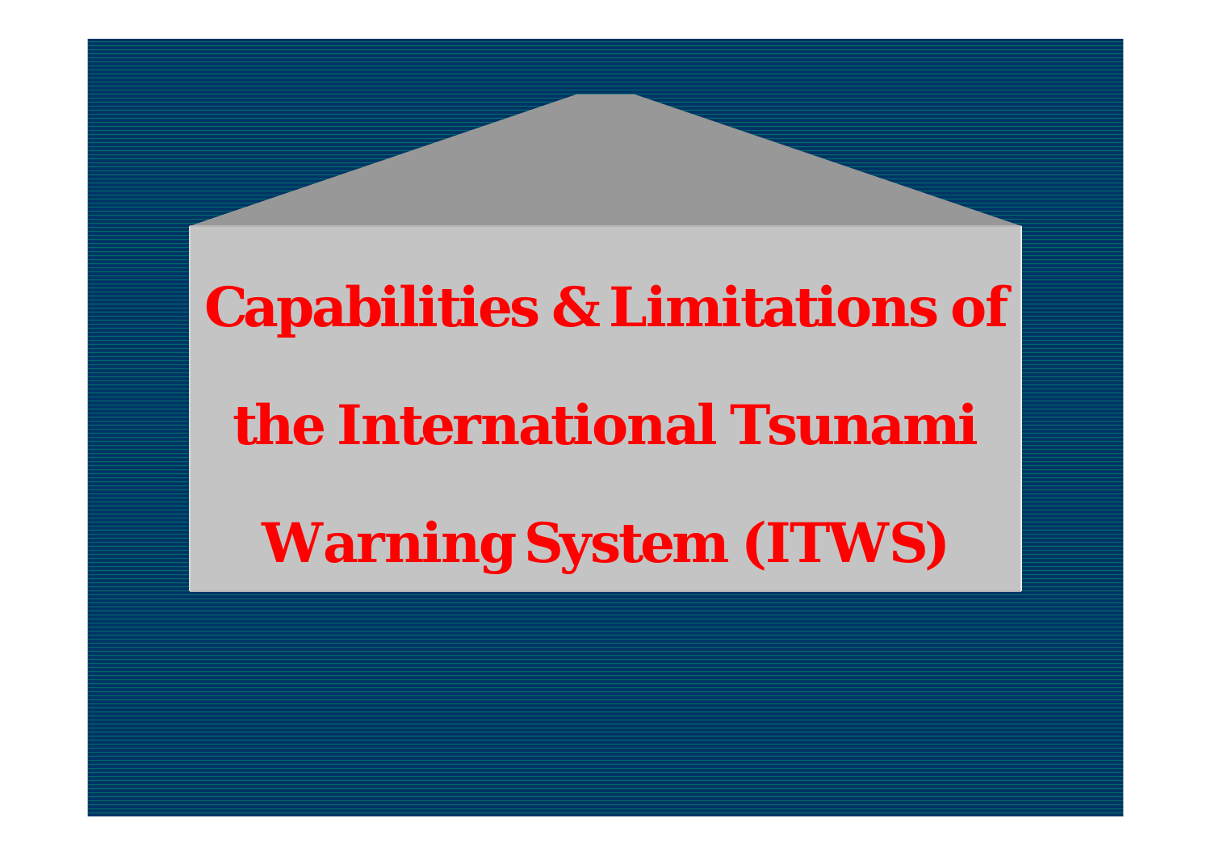# Capabilities & Limitations of the International Tsunami Warning System (ITWS)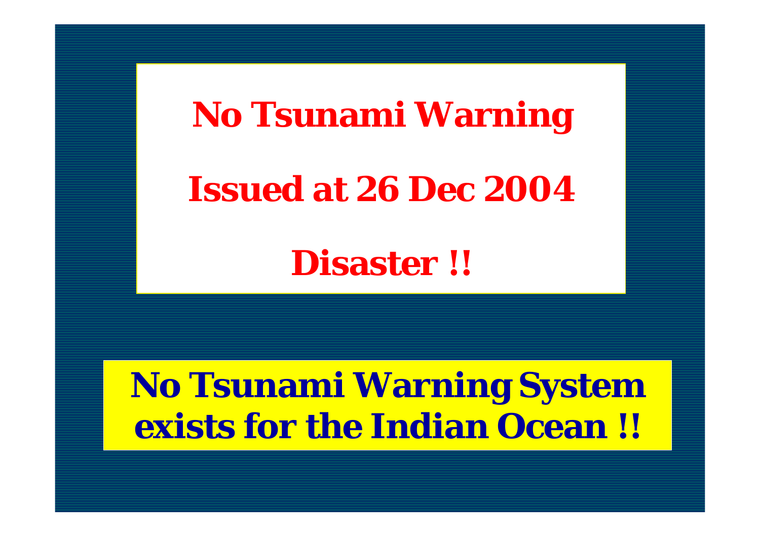**No Tsunami Warning**

**Issued at 26 Dec 2004**

**Disaster !!**

**No Tsunami Warning System exists for the Indian Ocean !!**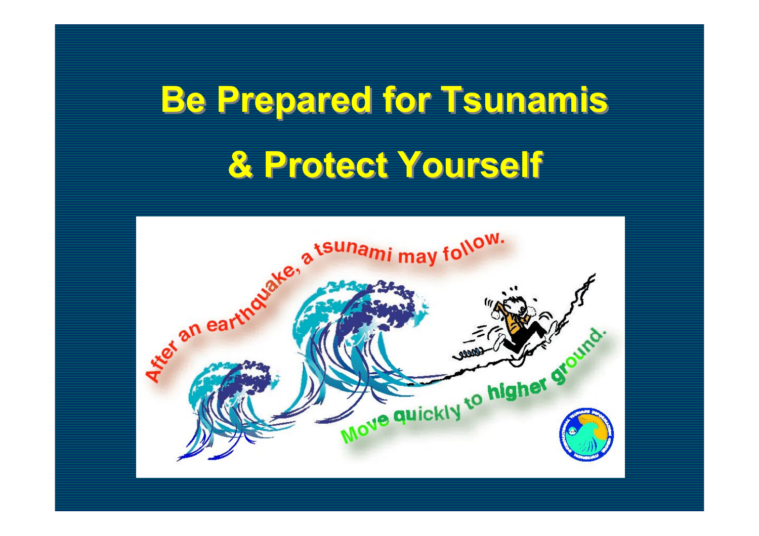# Be Prepared for Tsunamis

# & Protect Yourself

After an earthquake, a tsunami may follow.

Move quickly to higher ground.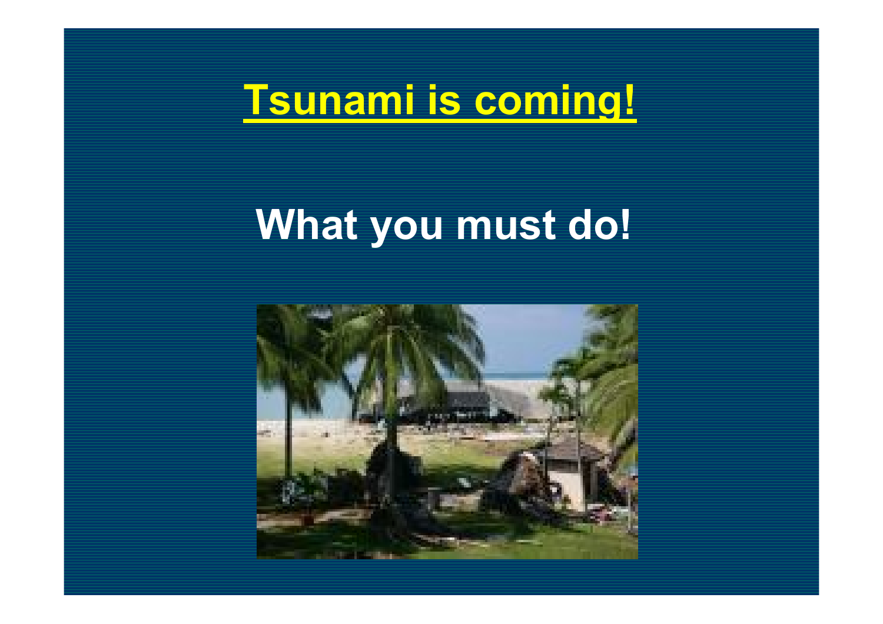# Tsunami is coming!

## What you must do!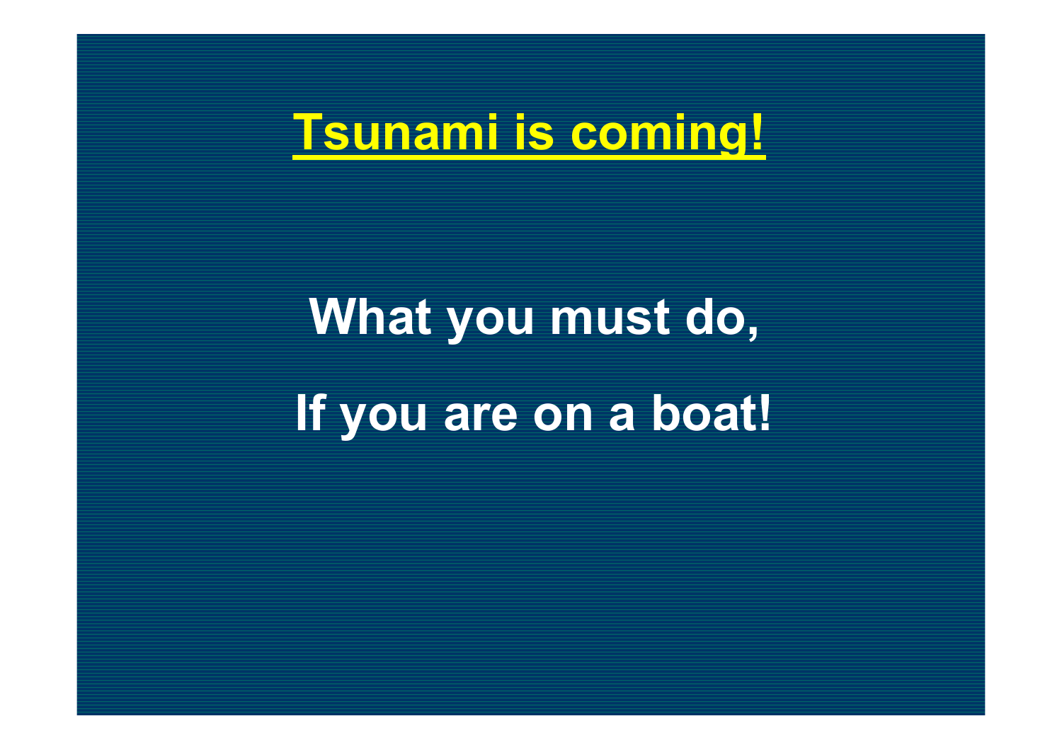# Tsunami is coming!

**What you must do,**

**If you are on a boat!**